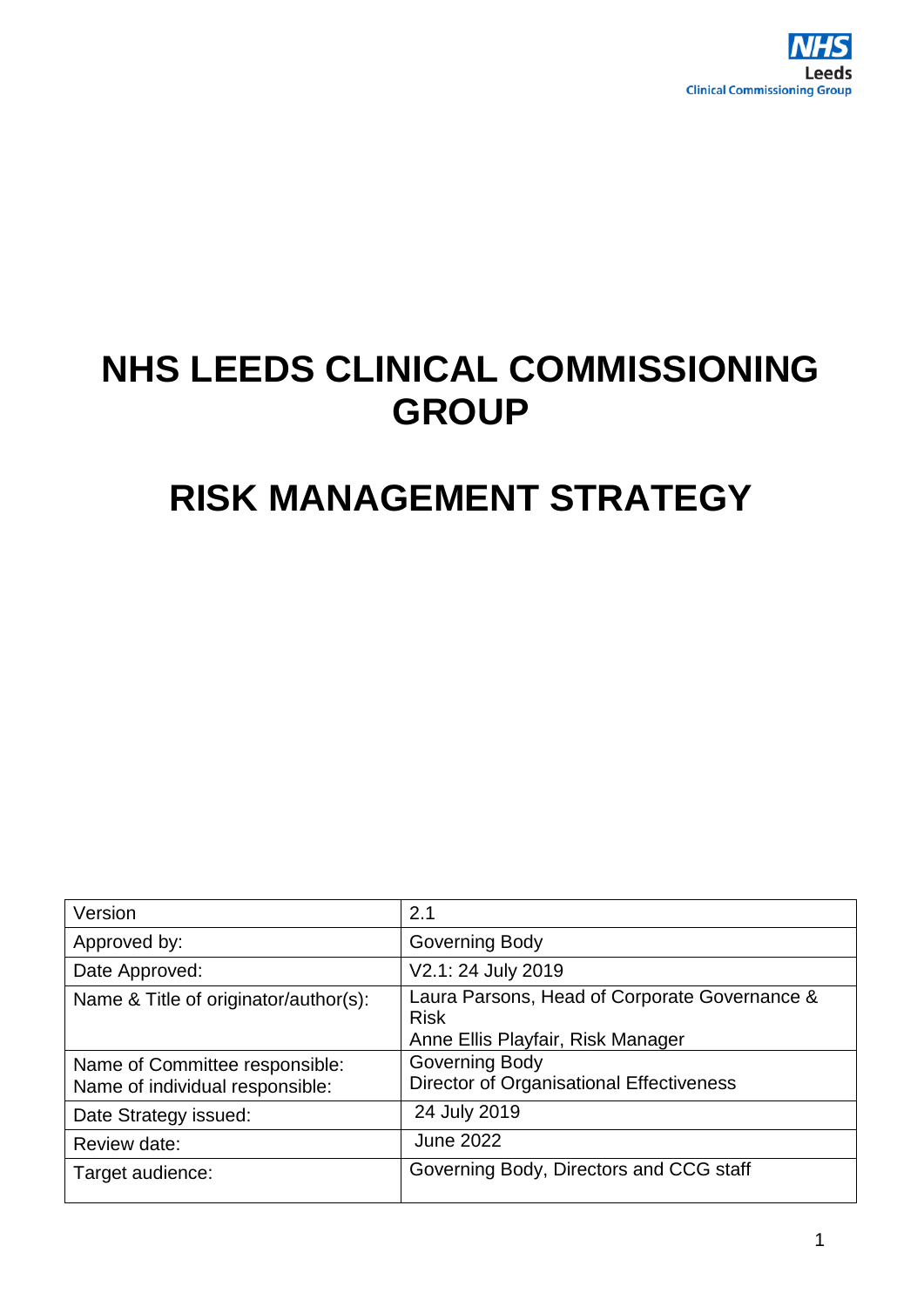NHS Leeds Clinical Commissioning Group

# NHS LEEDS CLINICAL COMMISSIONING GROUP

# RISK MANAGEMENT STRATEGY

| | |
|---|---|
| Version | 2.1 |
| Approved by: | Governing Body |
| Date Approved: | V2.1: 24 July 2019 |
| Name & Title of originator/author(s): | Laura Parsons, Head of Corporate Governance & Risk<br>Anne Ellis Playfair, Risk Manager |
| Name of Committee responsible:<br>Name of individual responsible: | Governing Body<br>Director of Organisational Effectiveness |
| Date Strategy issued: | 24 July 2019 |
| Review date: | June 2022 |
| Target audience: | Governing Body, Directors and CCG staff |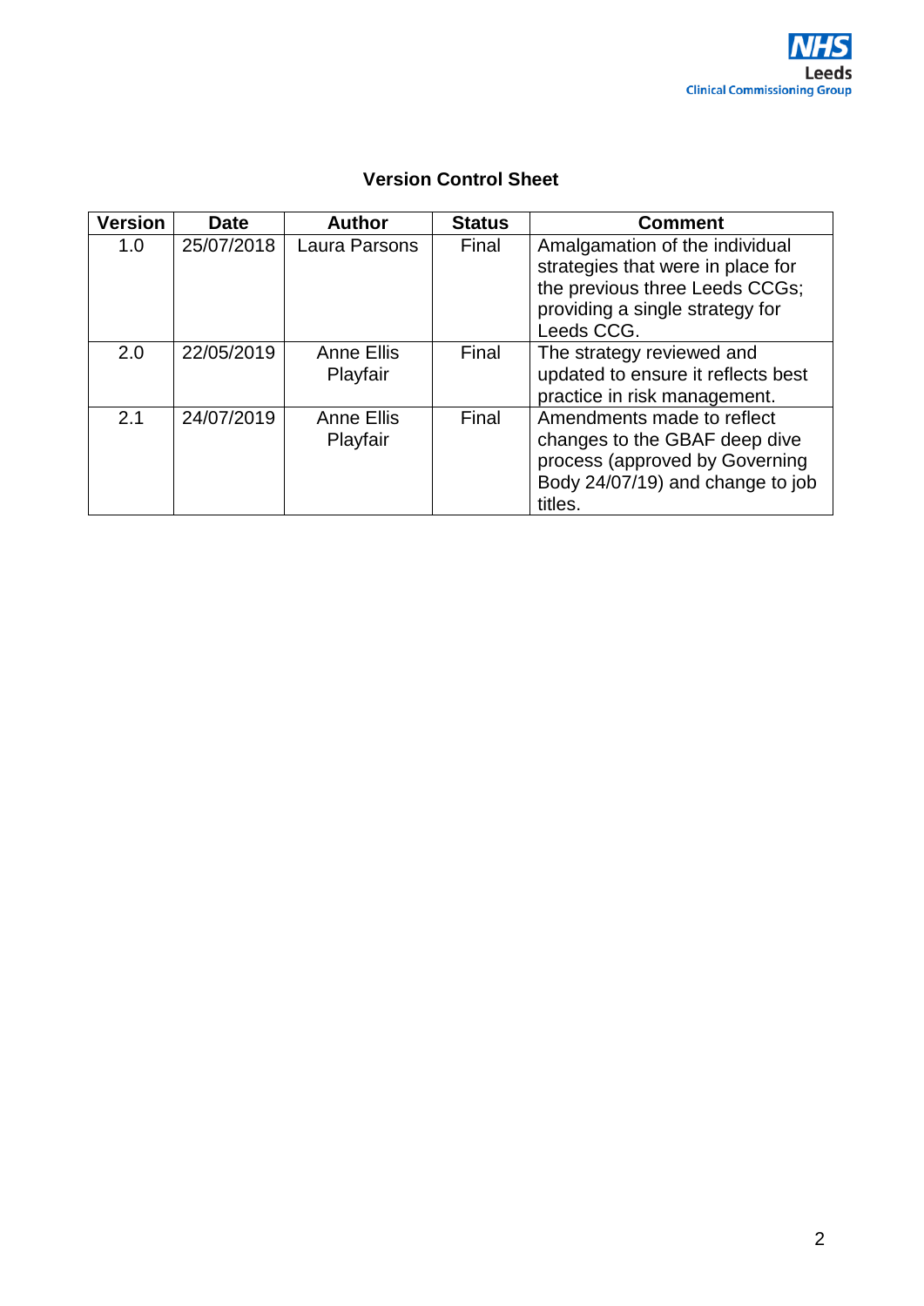**Version Control Sheet**

| Version | Date | Author | Status | Comment |
|---|---|---|---|---|
| 1.0 | 25/07/2018 | Laura Parsons | Final | Amalgamation of the individual strategies that were in place for the previous three Leeds CCGs; providing a single strategy for Leeds CCG. |
| 2.0 | 22/05/2019 | Anne Ellis Playfair | Final | The strategy reviewed and updated to ensure it reflects best practice in risk management. |
| 2.1 | 24/07/2019 | Anne Ellis Playfair | Final | Amendments made to reflect changes to the GBAF deep dive process (approved by Governing Body 24/07/19) and change to job titles. |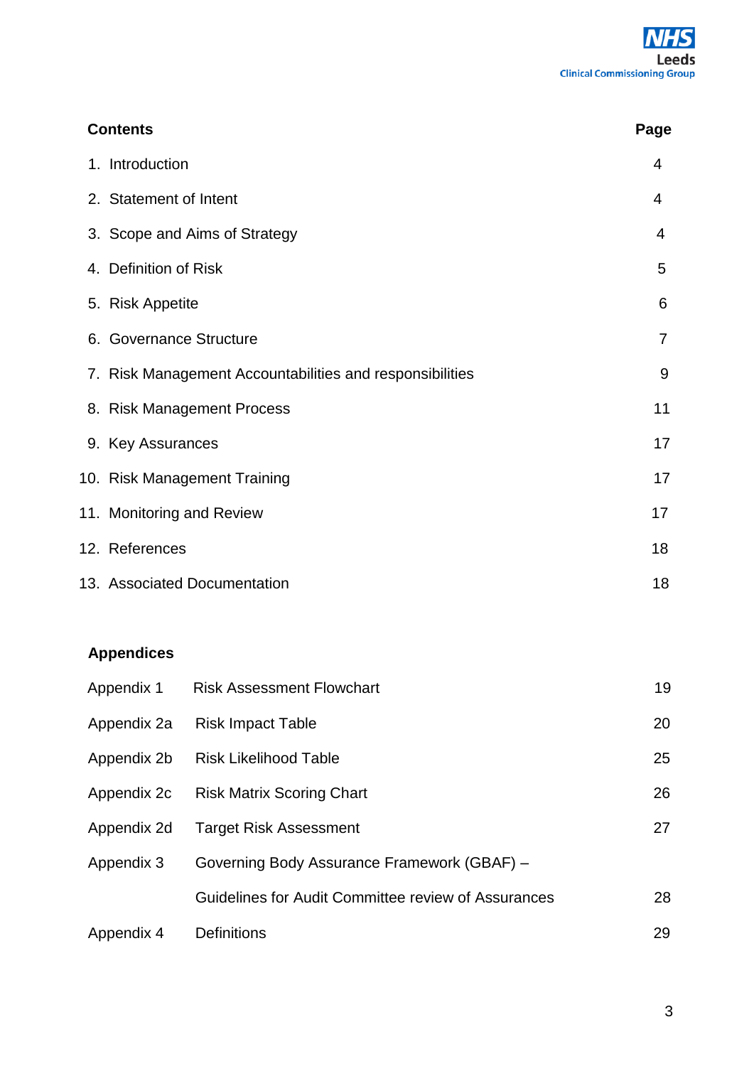| **Contents** | **Page** |
|---|---|
| 1. Introduction | 4 |
| 2. Statement of Intent | 4 |
| 3. Scope and Aims of Strategy | 4 |
| 4. Definition of Risk | 5 |
| 5. Risk Appetite | 6 |
| 6. Governance Structure | 7 |
| 7. Risk Management Accountabilities and responsibilities | 9 |
| 8. Risk Management Process | 11 |
| 9. Key Assurances | 17 |
| 10. Risk Management Training | 17 |
| 11. Monitoring and Review | 17 |
| 12. References | 18 |
| 13. Associated Documentation | 18 |

**Appendices**

| | | |
|---|---|---|
| Appendix 1 | Risk Assessment Flowchart | 19 |
| Appendix 2a | Risk Impact Table | 20 |
| Appendix 2b | Risk Likelihood Table | 25 |
| Appendix 2c | Risk Matrix Scoring Chart | 26 |
| Appendix 2d | Target Risk Assessment | 27 |
| Appendix 3 | Governing Body Assurance Framework (GBAF) – Guidelines for Audit Committee review of Assurances | 28 |
| Appendix 4 | Definitions | 29 |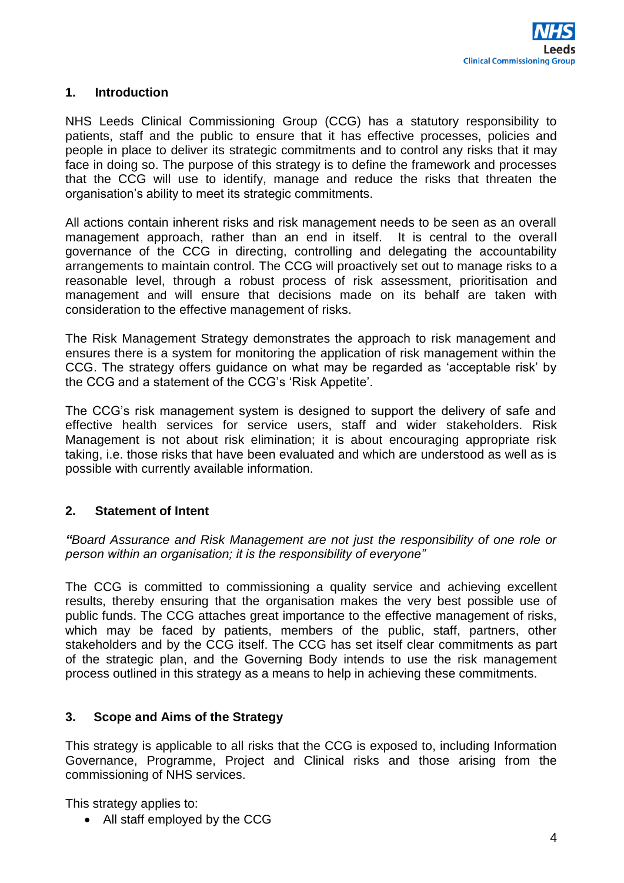## 1. Introduction

NHS Leeds Clinical Commissioning Group (CCG) has a statutory responsibility to patients, staff and the public to ensure that it has effective processes, policies and people in place to deliver its strategic commitments and to control any risks that it may face in doing so. The purpose of this strategy is to define the framework and processes that the CCG will use to identify, manage and reduce the risks that threaten the organisation's ability to meet its strategic commitments.

All actions contain inherent risks and risk management needs to be seen as an overall management approach, rather than an end in itself. It is central to the overall governance of the CCG in directing, controlling and delegating the accountability arrangements to maintain control. The CCG will proactively set out to manage risks to a reasonable level, through a robust process of risk assessment, prioritisation and management and will ensure that decisions made on its behalf are taken with consideration to the effective management of risks.

The Risk Management Strategy demonstrates the approach to risk management and ensures there is a system for monitoring the application of risk management within the CCG. The strategy offers guidance on what may be regarded as 'acceptable risk' by the CCG and a statement of the CCG's 'Risk Appetite'.

The CCG's risk management system is designed to support the delivery of safe and effective health services for service users, staff and wider stakeholders. Risk Management is not about risk elimination; it is about encouraging appropriate risk taking, i.e. those risks that have been evaluated and which are understood as well as is possible with currently available information.

## 2. Statement of Intent

*"Board Assurance and Risk Management are not just the responsibility of one role or person within an organisation; it is the responsibility of everyone"*

The CCG is committed to commissioning a quality service and achieving excellent results, thereby ensuring that the organisation makes the very best possible use of public funds. The CCG attaches great importance to the effective management of risks, which may be faced by patients, members of the public, staff, partners, other stakeholders and by the CCG itself. The CCG has set itself clear commitments as part of the strategic plan, and the Governing Body intends to use the risk management process outlined in this strategy as a means to help in achieving these commitments.

## 3. Scope and Aims of the Strategy

This strategy is applicable to all risks that the CCG is exposed to, including Information Governance, Programme, Project and Clinical risks and those arising from the commissioning of NHS services.

This strategy applies to:

- All staff employed by the CCG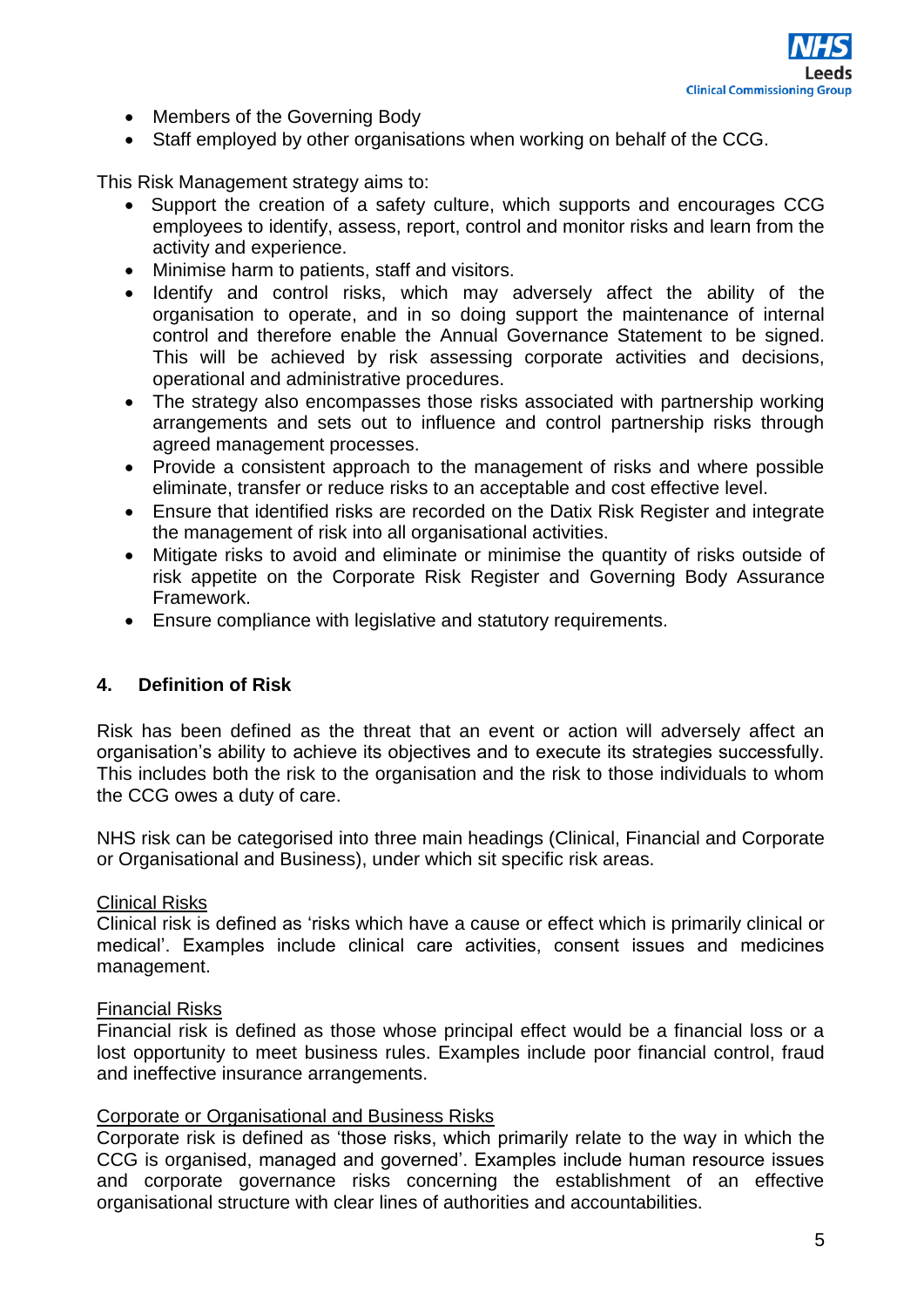- Members of the Governing Body
- Staff employed by other organisations when working on behalf of the CCG.

This Risk Management strategy aims to:

- Support the creation of a safety culture, which supports and encourages CCG employees to identify, assess, report, control and monitor risks and learn from the activity and experience.
- Minimise harm to patients, staff and visitors.
- Identify and control risks, which may adversely affect the ability of the organisation to operate, and in so doing support the maintenance of internal control and therefore enable the Annual Governance Statement to be signed. This will be achieved by risk assessing corporate activities and decisions, operational and administrative procedures.
- The strategy also encompasses those risks associated with partnership working arrangements and sets out to influence and control partnership risks through agreed management processes.
- Provide a consistent approach to the management of risks and where possible eliminate, transfer or reduce risks to an acceptable and cost effective level.
- Ensure that identified risks are recorded on the Datix Risk Register and integrate the management of risk into all organisational activities.
- Mitigate risks to avoid and eliminate or minimise the quantity of risks outside of risk appetite on the Corporate Risk Register and Governing Body Assurance Framework.
- Ensure compliance with legislative and statutory requirements.

## 4. Definition of Risk

Risk has been defined as the threat that an event or action will adversely affect an organisation's ability to achieve its objectives and to execute its strategies successfully. This includes both the risk to the organisation and the risk to those individuals to whom the CCG owes a duty of care.

NHS risk can be categorised into three main headings (Clinical, Financial and Corporate or Organisational and Business), under which sit specific risk areas.

<u>Clinical Risks</u>

Clinical risk is defined as 'risks which have a cause or effect which is primarily clinical or medical'. Examples include clinical care activities, consent issues and medicines management.

<u>Financial Risks</u>

Financial risk is defined as those whose principal effect would be a financial loss or a lost opportunity to meet business rules. Examples include poor financial control, fraud and ineffective insurance arrangements.

<u>Corporate or Organisational and Business Risks</u>

Corporate risk is defined as 'those risks, which primarily relate to the way in which the CCG is organised, managed and governed'. Examples include human resource issues and corporate governance risks concerning the establishment of an effective organisational structure with clear lines of authorities and accountabilities.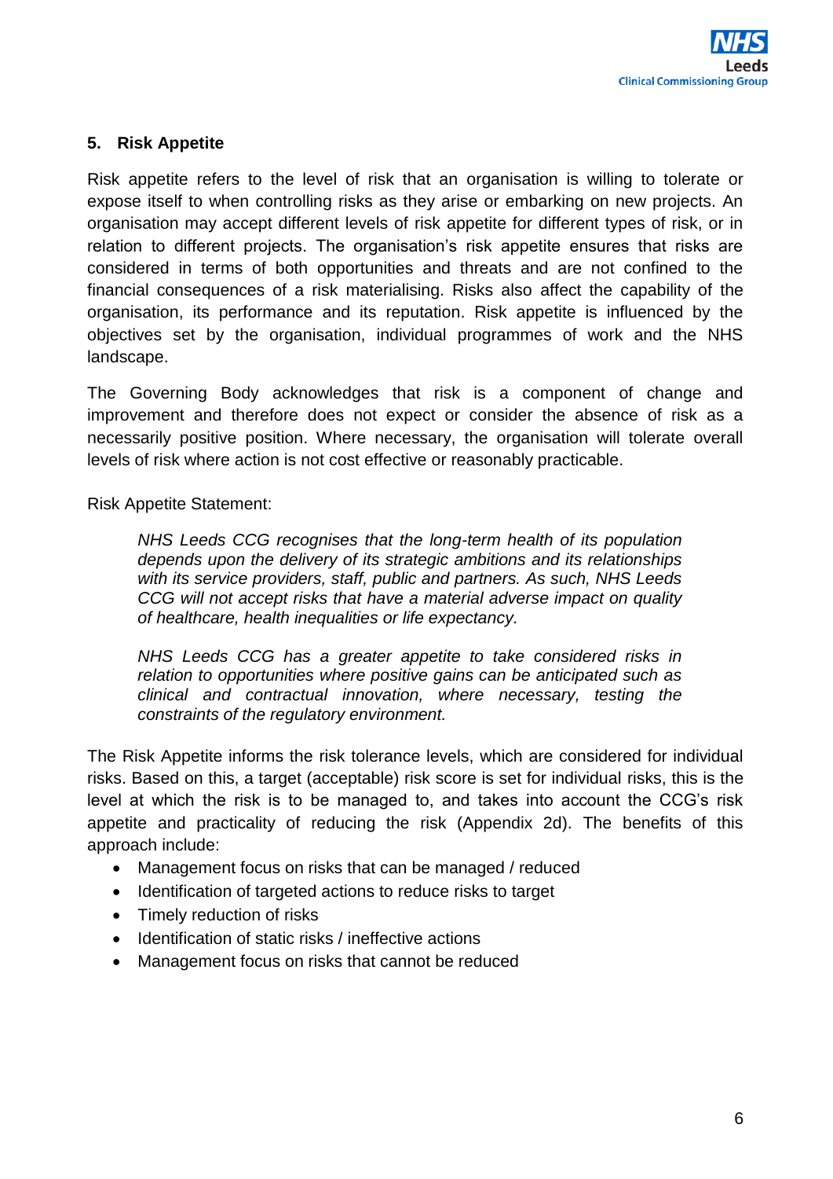## 5. Risk Appetite

Risk appetite refers to the level of risk that an organisation is willing to tolerate or expose itself to when controlling risks as they arise or embarking on new projects. An organisation may accept different levels of risk appetite for different types of risk, or in relation to different projects. The organisation's risk appetite ensures that risks are considered in terms of both opportunities and threats and are not confined to the financial consequences of a risk materialising. Risks also affect the capability of the organisation, its performance and its reputation. Risk appetite is influenced by the objectives set by the organisation, individual programmes of work and the NHS landscape.

The Governing Body acknowledges that risk is a component of change and improvement and therefore does not expect or consider the absence of risk as a necessarily positive position. Where necessary, the organisation will tolerate overall levels of risk where action is not cost effective or reasonably practicable.

Risk Appetite Statement:

> *NHS Leeds CCG recognises that the long-term health of its population depends upon the delivery of its strategic ambitions and its relationships with its service providers, staff, public and partners. As such, NHS Leeds CCG will not accept risks that have a material adverse impact on quality of healthcare, health inequalities or life expectancy.*
>
> *NHS Leeds CCG has a greater appetite to take considered risks in relation to opportunities where positive gains can be anticipated such as clinical and contractual innovation, where necessary, testing the constraints of the regulatory environment.*

The Risk Appetite informs the risk tolerance levels, which are considered for individual risks. Based on this, a target (acceptable) risk score is set for individual risks, this is the level at which the risk is to be managed to, and takes into account the CCG's risk appetite and practicality of reducing the risk (Appendix 2d). The benefits of this approach include:

- Management focus on risks that can be managed / reduced
- Identification of targeted actions to reduce risks to target
- Timely reduction of risks
- Identification of static risks / ineffective actions
- Management focus on risks that cannot be reduced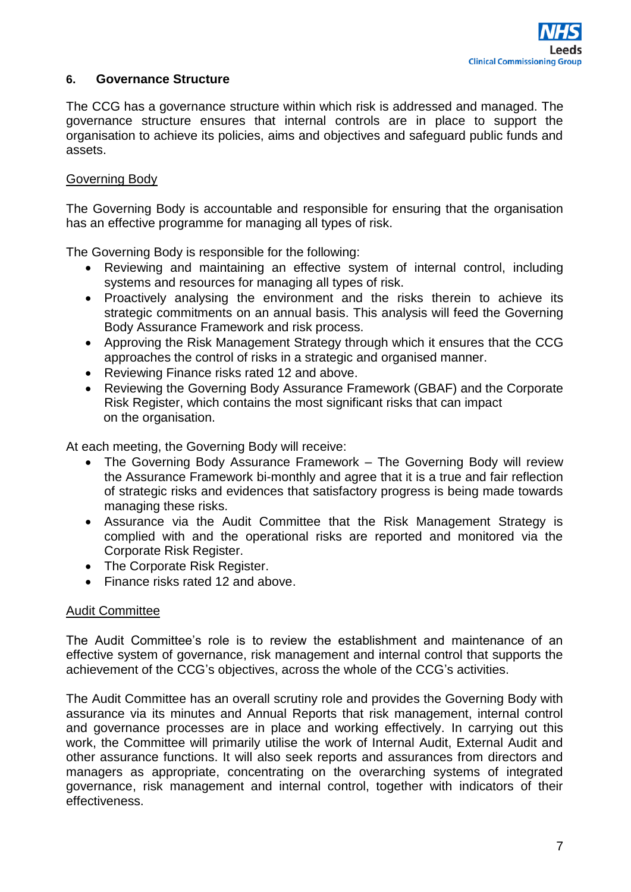## 6. Governance Structure

The CCG has a governance structure within which risk is addressed and managed. The governance structure ensures that internal controls are in place to support the organisation to achieve its policies, aims and objectives and safeguard public funds and assets.

Governing Body

The Governing Body is accountable and responsible for ensuring that the organisation has an effective programme for managing all types of risk.

The Governing Body is responsible for the following:

- Reviewing and maintaining an effective system of internal control, including systems and resources for managing all types of risk.
- Proactively analysing the environment and the risks therein to achieve its strategic commitments on an annual basis. This analysis will feed the Governing Body Assurance Framework and risk process.
- Approving the Risk Management Strategy through which it ensures that the CCG approaches the control of risks in a strategic and organised manner.
- Reviewing Finance risks rated 12 and above.
- Reviewing the Governing Body Assurance Framework (GBAF) and the Corporate Risk Register, which contains the most significant risks that can impact on the organisation.

At each meeting, the Governing Body will receive:

- The Governing Body Assurance Framework – The Governing Body will review the Assurance Framework bi-monthly and agree that it is a true and fair reflection of strategic risks and evidences that satisfactory progress is being made towards managing these risks.
- Assurance via the Audit Committee that the Risk Management Strategy is complied with and the operational risks are reported and monitored via the Corporate Risk Register.
- The Corporate Risk Register.
- Finance risks rated 12 and above.

Audit Committee

The Audit Committee's role is to review the establishment and maintenance of an effective system of governance, risk management and internal control that supports the achievement of the CCG's objectives, across the whole of the CCG's activities.

The Audit Committee has an overall scrutiny role and provides the Governing Body with assurance via its minutes and Annual Reports that risk management, internal control and governance processes are in place and working effectively. In carrying out this work, the Committee will primarily utilise the work of Internal Audit, External Audit and other assurance functions. It will also seek reports and assurances from directors and managers as appropriate, concentrating on the overarching systems of integrated governance, risk management and internal control, together with indicators of their effectiveness.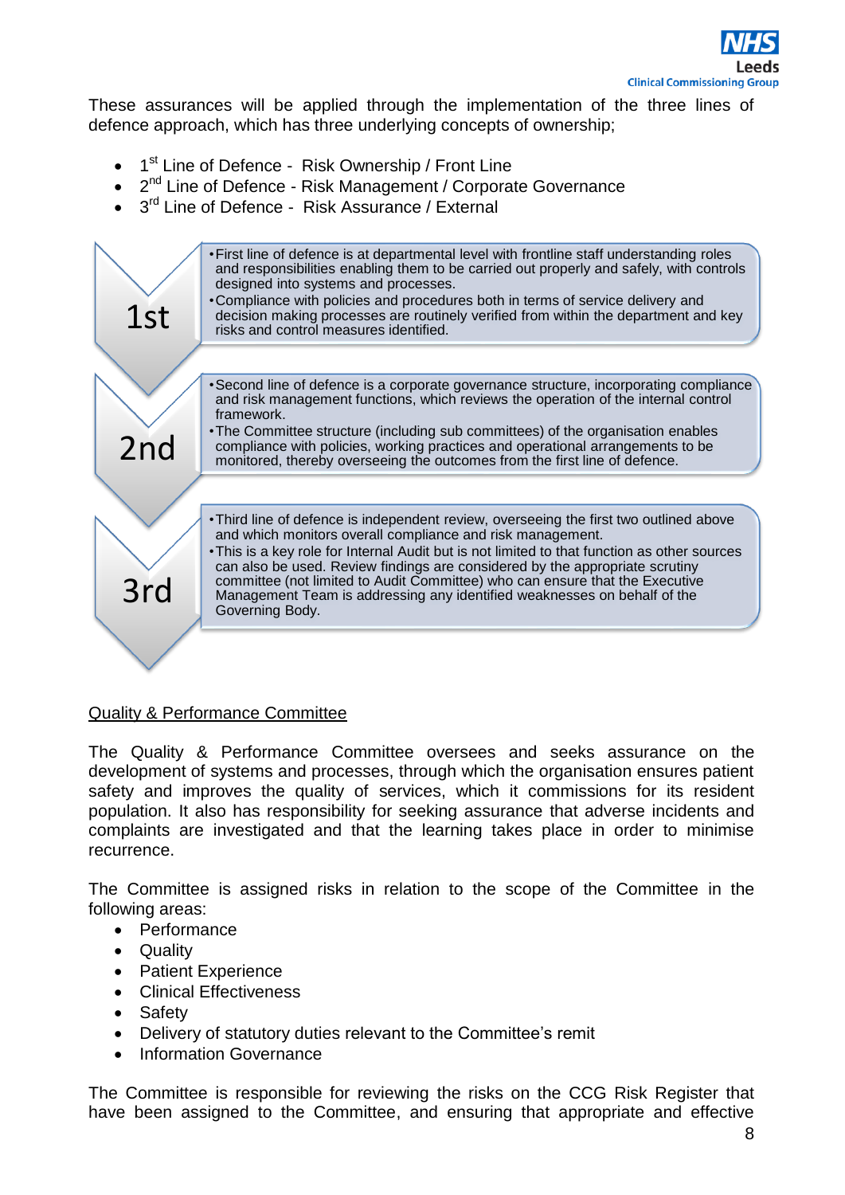These assurances will be applied through the implementation of the three lines of defence approach, which has three underlying concepts of ownership;

- 1st Line of Defence - Risk Ownership / Front Line
- 2nd Line of Defence - Risk Management / Corporate Governance
- 3rd Line of Defence - Risk Assurance / External

**1st**

- First line of defence is at departmental level with frontline staff understanding roles and responsibilities enabling them to be carried out properly and safely, with controls designed into systems and processes.
- Compliance with policies and procedures both in terms of service delivery and decision making processes are routinely verified from within the department and key risks and control measures identified.

**2nd**

- Second line of defence is a corporate governance structure, incorporating compliance and risk management functions, which reviews the operation of the internal control framework.
- The Committee structure (including sub committees) of the organisation enables compliance with policies, working practices and operational arrangements to be monitored, thereby overseeing the outcomes from the first line of defence.

**3rd**

- Third line of defence is independent review, overseeing the first two outlined above and which monitors overall compliance and risk management.
- This is a key role for Internal Audit but is not limited to that function as other sources can also be used. Review findings are considered by the appropriate scrutiny committee (not limited to Audit Committee) who can ensure that the Executive Management Team is addressing any identified weaknesses on behalf of the Governing Body.

## Quality & Performance Committee

The Quality & Performance Committee oversees and seeks assurance on the development of systems and processes, through which the organisation ensures patient safety and improves the quality of services, which it commissions for its resident population. It also has responsibility for seeking assurance that adverse incidents and complaints are investigated and that the learning takes place in order to minimise recurrence.

The Committee is assigned risks in relation to the scope of the Committee in the following areas:

- Performance
- Quality
- Patient Experience
- Clinical Effectiveness
- Safety
- Delivery of statutory duties relevant to the Committee's remit
- Information Governance

The Committee is responsible for reviewing the risks on the CCG Risk Register that have been assigned to the Committee, and ensuring that appropriate and effective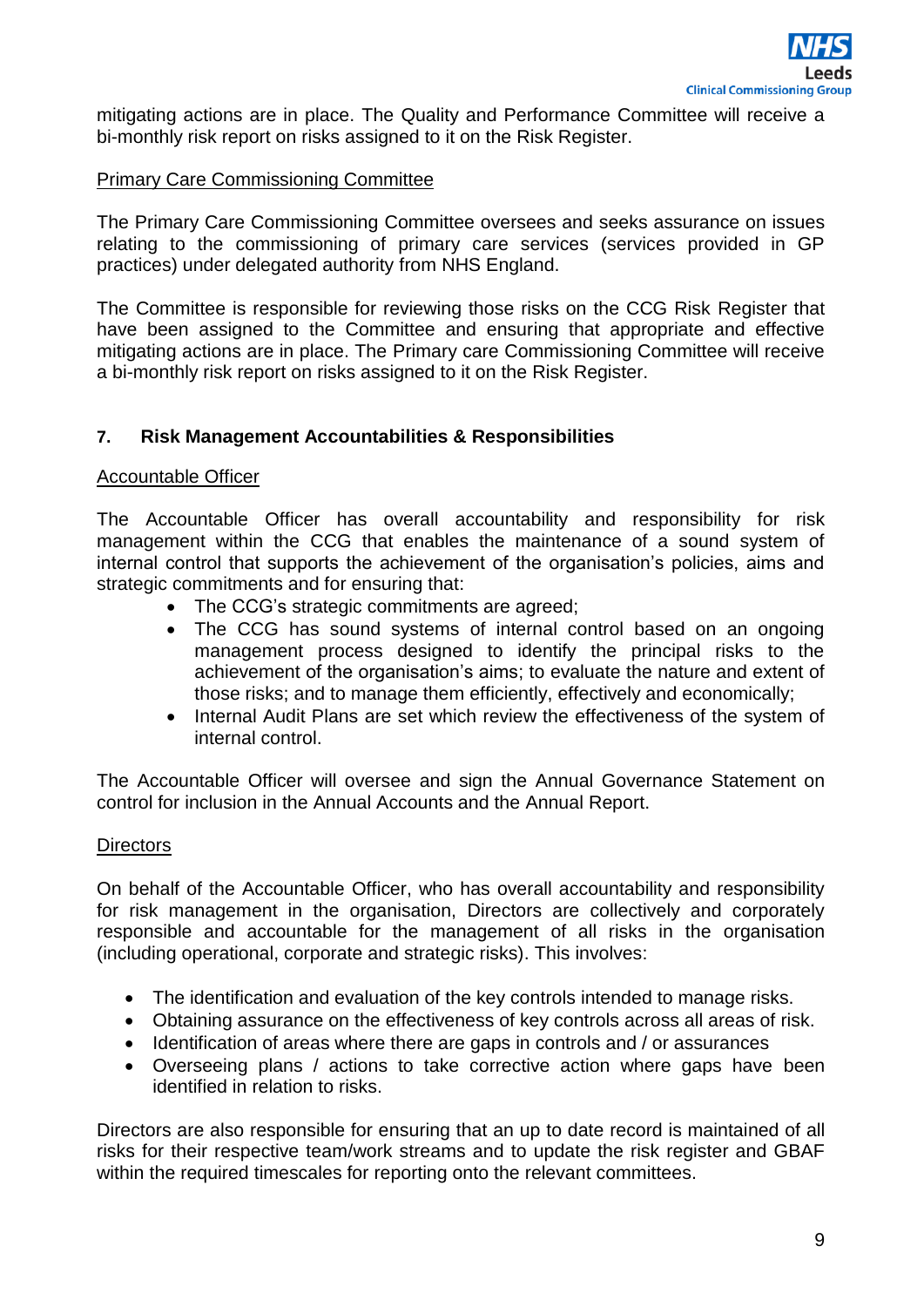mitigating actions are in place. The Quality and Performance Committee will receive a bi-monthly risk report on risks assigned to it on the Risk Register.

Primary Care Commissioning Committee

The Primary Care Commissioning Committee oversees and seeks assurance on issues relating to the commissioning of primary care services (services provided in GP practices) under delegated authority from NHS England.

The Committee is responsible for reviewing those risks on the CCG Risk Register that have been assigned to the Committee and ensuring that appropriate and effective mitigating actions are in place. The Primary care Commissioning Committee will receive a bi-monthly risk report on risks assigned to it on the Risk Register.

## 7. Risk Management Accountabilities & Responsibilities

Accountable Officer

The Accountable Officer has overall accountability and responsibility for risk management within the CCG that enables the maintenance of a sound system of internal control that supports the achievement of the organisation's policies, aims and strategic commitments and for ensuring that:

- The CCG's strategic commitments are agreed;
- The CCG has sound systems of internal control based on an ongoing management process designed to identify the principal risks to the achievement of the organisation's aims; to evaluate the nature and extent of those risks; and to manage them efficiently, effectively and economically;
- Internal Audit Plans are set which review the effectiveness of the system of internal control.

The Accountable Officer will oversee and sign the Annual Governance Statement on control for inclusion in the Annual Accounts and the Annual Report.

Directors

On behalf of the Accountable Officer, who has overall accountability and responsibility for risk management in the organisation, Directors are collectively and corporately responsible and accountable for the management of all risks in the organisation (including operational, corporate and strategic risks). This involves:

- The identification and evaluation of the key controls intended to manage risks.
- Obtaining assurance on the effectiveness of key controls across all areas of risk.
- Identification of areas where there are gaps in controls and / or assurances
- Overseeing plans / actions to take corrective action where gaps have been identified in relation to risks.

Directors are also responsible for ensuring that an up to date record is maintained of all risks for their respective team/work streams and to update the risk register and GBAF within the required timescales for reporting onto the relevant committees.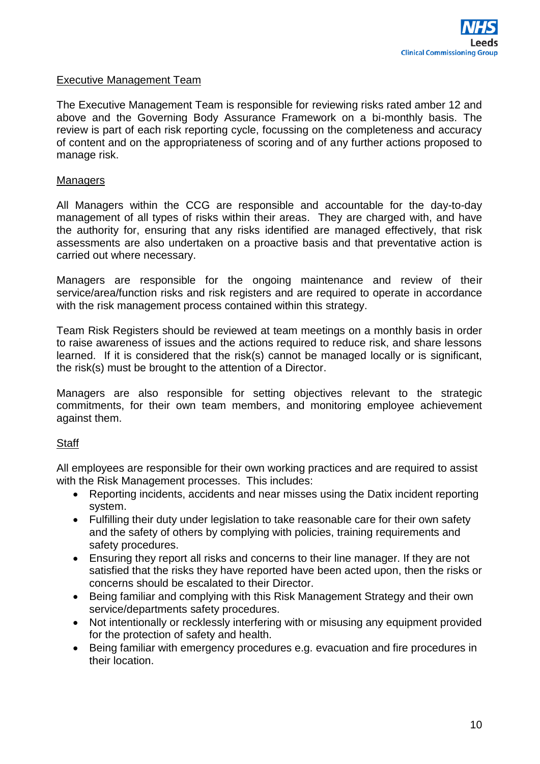Executive Management Team

The Executive Management Team is responsible for reviewing risks rated amber 12 and above and the Governing Body Assurance Framework on a bi-monthly basis. The review is part of each risk reporting cycle, focussing on the completeness and accuracy of content and on the appropriateness of scoring and of any further actions proposed to manage risk.

Managers

All Managers within the CCG are responsible and accountable for the day-to-day management of all types of risks within their areas. They are charged with, and have the authority for, ensuring that any risks identified are managed effectively, that risk assessments are also undertaken on a proactive basis and that preventative action is carried out where necessary.

Managers are responsible for the ongoing maintenance and review of their service/area/function risks and risk registers and are required to operate in accordance with the risk management process contained within this strategy.

Team Risk Registers should be reviewed at team meetings on a monthly basis in order to raise awareness of issues and the actions required to reduce risk, and share lessons learned. If it is considered that the risk(s) cannot be managed locally or is significant, the risk(s) must be brought to the attention of a Director.

Managers are also responsible for setting objectives relevant to the strategic commitments, for their own team members, and monitoring employee achievement against them.

Staff

All employees are responsible for their own working practices and are required to assist with the Risk Management processes. This includes:

- Reporting incidents, accidents and near misses using the Datix incident reporting system.
- Fulfilling their duty under legislation to take reasonable care for their own safety and the safety of others by complying with policies, training requirements and safety procedures.
- Ensuring they report all risks and concerns to their line manager. If they are not satisfied that the risks they have reported have been acted upon, then the risks or concerns should be escalated to their Director.
- Being familiar and complying with this Risk Management Strategy and their own service/departments safety procedures.
- Not intentionally or recklessly interfering with or misusing any equipment provided for the protection of safety and health.
- Being familiar with emergency procedures e.g. evacuation and fire procedures in their location.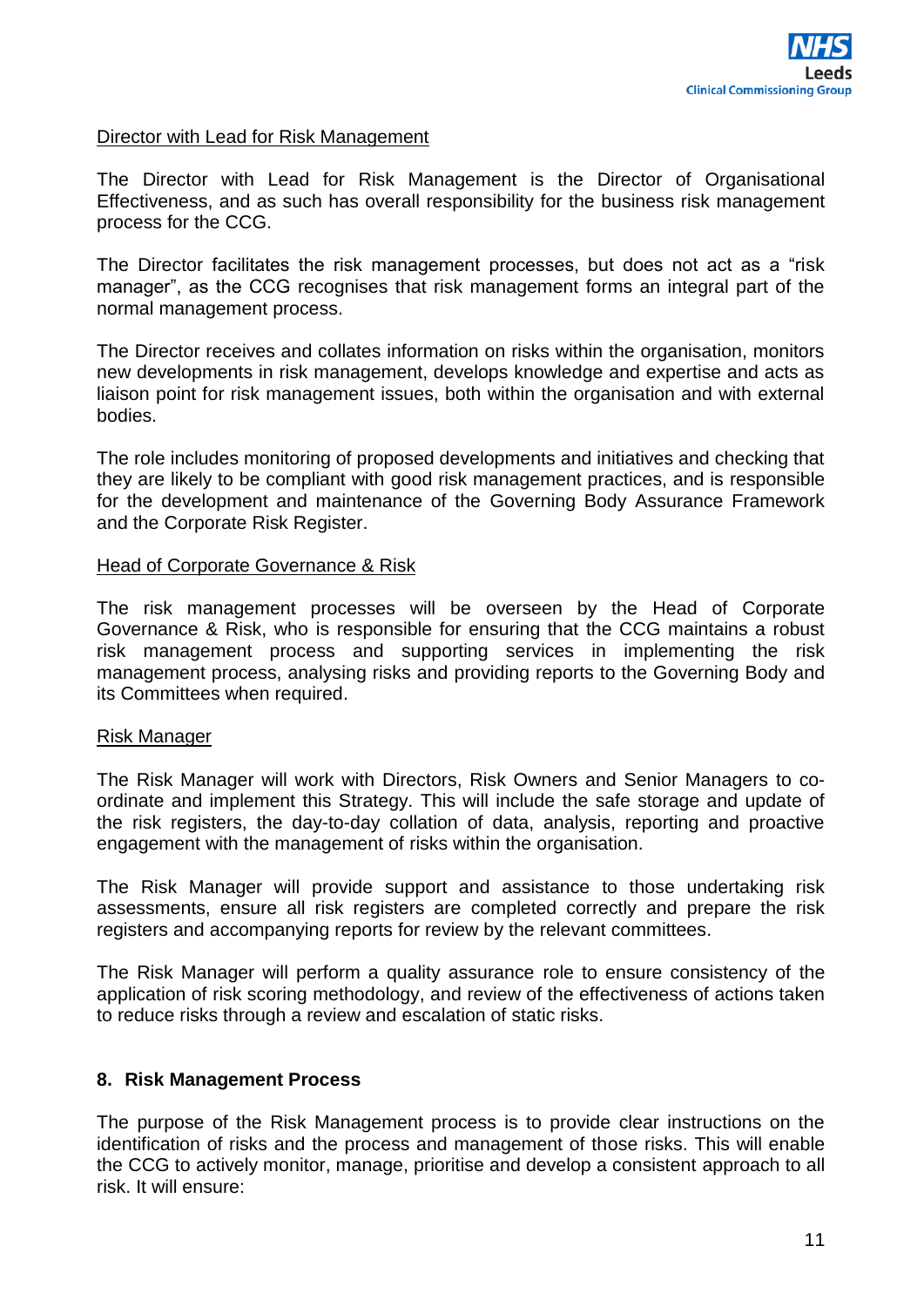Director with Lead for Risk Management

The Director with Lead for Risk Management is the Director of Organisational Effectiveness, and as such has overall responsibility for the business risk management process for the CCG.

The Director facilitates the risk management processes, but does not act as a "risk manager", as the CCG recognises that risk management forms an integral part of the normal management process.

The Director receives and collates information on risks within the organisation, monitors new developments in risk management, develops knowledge and expertise and acts as liaison point for risk management issues, both within the organisation and with external bodies.

The role includes monitoring of proposed developments and initiatives and checking that they are likely to be compliant with good risk management practices, and is responsible for the development and maintenance of the Governing Body Assurance Framework and the Corporate Risk Register.

Head of Corporate Governance & Risk

The risk management processes will be overseen by the Head of Corporate Governance & Risk, who is responsible for ensuring that the CCG maintains a robust risk management process and supporting services in implementing the risk management process, analysing risks and providing reports to the Governing Body and its Committees when required.

Risk Manager

The Risk Manager will work with Directors, Risk Owners and Senior Managers to co-ordinate and implement this Strategy. This will include the safe storage and update of the risk registers, the day-to-day collation of data, analysis, reporting and proactive engagement with the management of risks within the organisation.

The Risk Manager will provide support and assistance to those undertaking risk assessments, ensure all risk registers are completed correctly and prepare the risk registers and accompanying reports for review by the relevant committees.

The Risk Manager will perform a quality assurance role to ensure consistency of the application of risk scoring methodology, and review of the effectiveness of actions taken to reduce risks through a review and escalation of static risks.

## 8. Risk Management Process

The purpose of the Risk Management process is to provide clear instructions on the identification of risks and the process and management of those risks. This will enable the CCG to actively monitor, manage, prioritise and develop a consistent approach to all risk. It will ensure: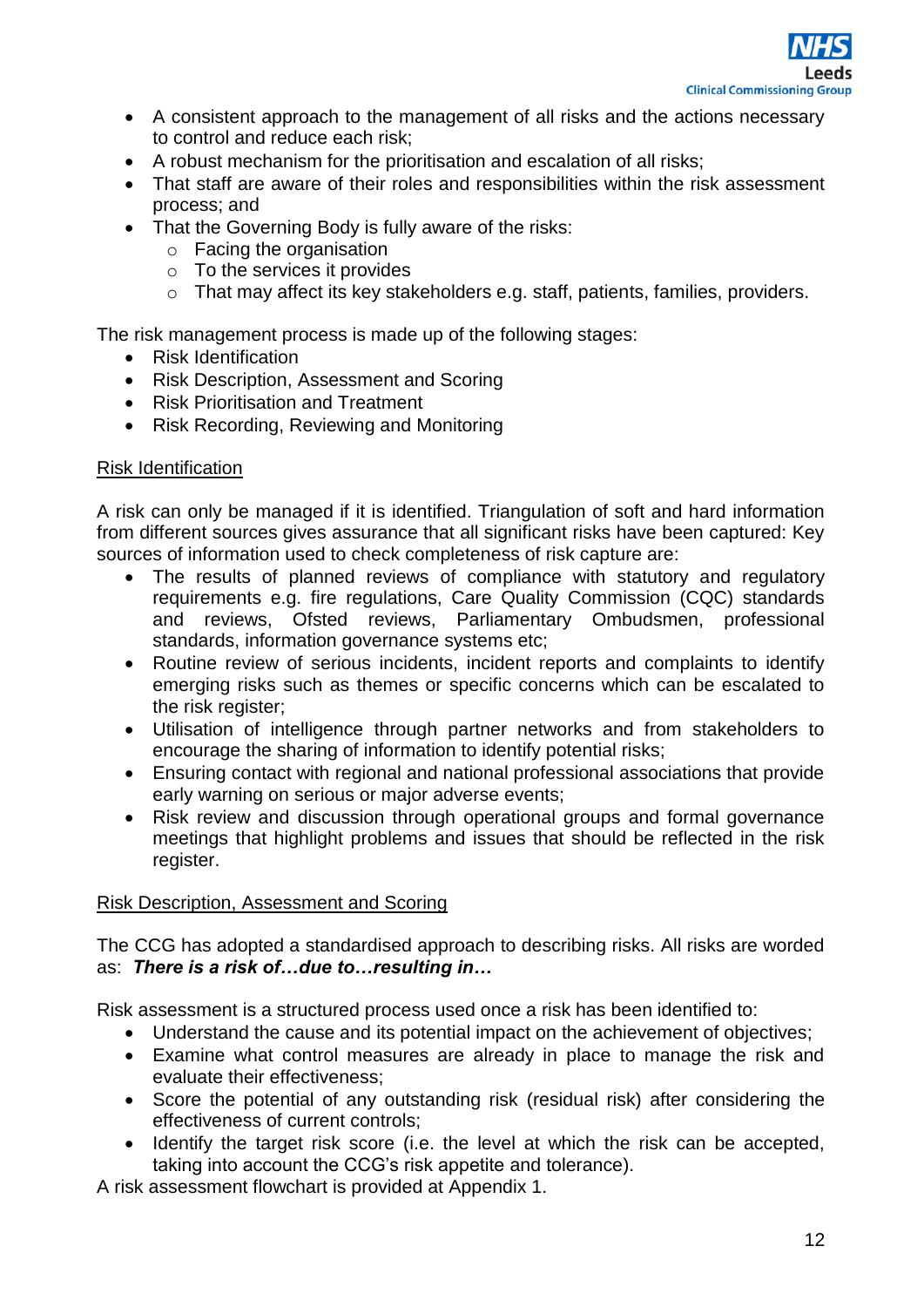- A consistent approach to the management of all risks and the actions necessary to control and reduce each risk;
- A robust mechanism for the prioritisation and escalation of all risks;
- That staff are aware of their roles and responsibilities within the risk assessment process; and
- That the Governing Body is fully aware of the risks:
  - Facing the organisation
  - To the services it provides
  - That may affect its key stakeholders e.g. staff, patients, families, providers.

The risk management process is made up of the following stages:

- Risk Identification
- Risk Description, Assessment and Scoring
- Risk Prioritisation and Treatment
- Risk Recording, Reviewing and Monitoring

<u>Risk Identification</u>

A risk can only be managed if it is identified. Triangulation of soft and hard information from different sources gives assurance that all significant risks have been captured: Key sources of information used to check completeness of risk capture are:

- The results of planned reviews of compliance with statutory and regulatory requirements e.g. fire regulations, Care Quality Commission (CQC) standards and reviews, Ofsted reviews, Parliamentary Ombudsmen, professional standards, information governance systems etc;
- Routine review of serious incidents, incident reports and complaints to identify emerging risks such as themes or specific concerns which can be escalated to the risk register;
- Utilisation of intelligence through partner networks and from stakeholders to encourage the sharing of information to identify potential risks;
- Ensuring contact with regional and national professional associations that provide early warning on serious or major adverse events;
- Risk review and discussion through operational groups and formal governance meetings that highlight problems and issues that should be reflected in the risk register.

<u>Risk Description, Assessment and Scoring</u>

The CCG has adopted a standardised approach to describing risks. All risks are worded as: ***There is a risk of…due to…resulting in…***

Risk assessment is a structured process used once a risk has been identified to:

- Understand the cause and its potential impact on the achievement of objectives;
- Examine what control measures are already in place to manage the risk and evaluate their effectiveness;
- Score the potential of any outstanding risk (residual risk) after considering the effectiveness of current controls;
- Identify the target risk score (i.e. the level at which the risk can be accepted, taking into account the CCG's risk appetite and tolerance).

A risk assessment flowchart is provided at Appendix 1.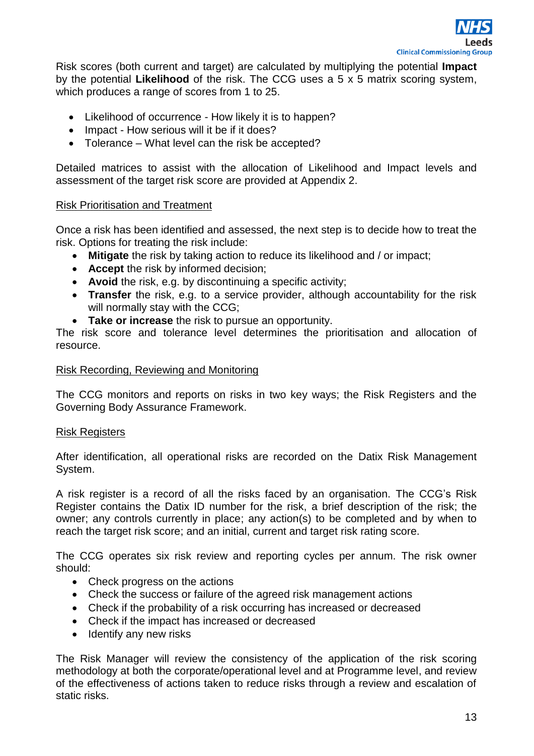Risk scores (both current and target) are calculated by multiplying the potential **Impact** by the potential **Likelihood** of the risk. The CCG uses a 5 x 5 matrix scoring system, which produces a range of scores from 1 to 25.

- Likelihood of occurrence - How likely it is to happen?
- Impact - How serious will it be if it does?
- Tolerance – What level can the risk be accepted?

Detailed matrices to assist with the allocation of Likelihood and Impact levels and assessment of the target risk score are provided at Appendix 2.

<u>Risk Prioritisation and Treatment</u>

Once a risk has been identified and assessed, the next step is to decide how to treat the risk. Options for treating the risk include:

- **Mitigate** the risk by taking action to reduce its likelihood and / or impact;
- **Accept** the risk by informed decision;
- **Avoid** the risk, e.g. by discontinuing a specific activity;
- **Transfer** the risk, e.g. to a service provider, although accountability for the risk will normally stay with the CCG;
- **Take or increase** the risk to pursue an opportunity.

The risk score and tolerance level determines the prioritisation and allocation of resource.

<u>Risk Recording, Reviewing and Monitoring</u>

The CCG monitors and reports on risks in two key ways; the Risk Registers and the Governing Body Assurance Framework.

<u>Risk Registers</u>

After identification, all operational risks are recorded on the Datix Risk Management System.

A risk register is a record of all the risks faced by an organisation. The CCG's Risk Register contains the Datix ID number for the risk, a brief description of the risk; the owner; any controls currently in place; any action(s) to be completed and by when to reach the target risk score; and an initial, current and target risk rating score.

The CCG operates six risk review and reporting cycles per annum. The risk owner should:

- Check progress on the actions
- Check the success or failure of the agreed risk management actions
- Check if the probability of a risk occurring has increased or decreased
- Check if the impact has increased or decreased
- Identify any new risks

The Risk Manager will review the consistency of the application of the risk scoring methodology at both the corporate/operational level and at Programme level, and review of the effectiveness of actions taken to reduce risks through a review and escalation of static risks.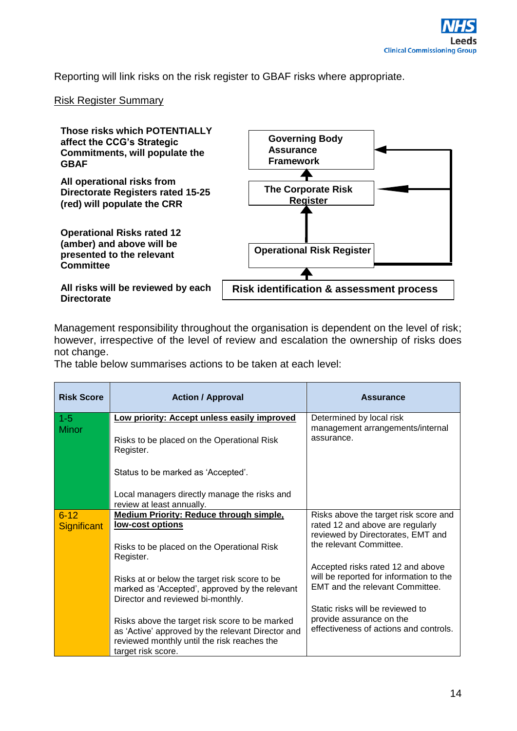Reporting will link risks on the risk register to GBAF risks where appropriate.

Risk Register Summary

**Those risks which POTENTIALLY affect the CCG's Strategic Commitments, will populate the GBAF**

**All operational risks from Directorate Registers rated 15-25 (red) will populate the CRR**

**Operational Risks rated 12 (amber) and above will be presented to the relevant Committee**

**All risks will be reviewed by each Directorate**

**Governing Body Assurance Framework**

**The Corporate Risk Register**

**Operational Risk Register**

**Risk identification & assessment process**

Management responsibility throughout the organisation is dependent on the level of risk; however, irrespective of the level of review and escalation the ownership of risks does not change.

The table below summarises actions to be taken at each level:

| Risk Score | Action / Approval | Assurance |
|---|---|---|
| 1-5<br>Minor | **Low priority: Accept unless easily improved**<br><br>Risks to be placed on the Operational Risk Register.<br><br>Status to be marked as 'Accepted'.<br><br>Local managers directly manage the risks and review at least annually. | Determined by local risk management arrangements/internal assurance. |
| 6-12<br>Significant | **Medium Priority: Reduce through simple, low-cost options**<br><br>Risks to be placed on the Operational Risk Register.<br><br>Risks at or below the target risk score to be marked as 'Accepted', approved by the relevant Director and reviewed bi-monthly.<br><br>Risks above the target risk score to be marked as 'Active' approved by the relevant Director and reviewed monthly until the risk reaches the target risk score. | Risks above the target risk score and rated 12 and above are regularly reviewed by Directorates, EMT and the relevant Committee.<br><br>Accepted risks rated 12 and above will be reported for information to the EMT and the relevant Committee.<br><br>Static risks will be reviewed to provide assurance on the effectiveness of actions and controls. |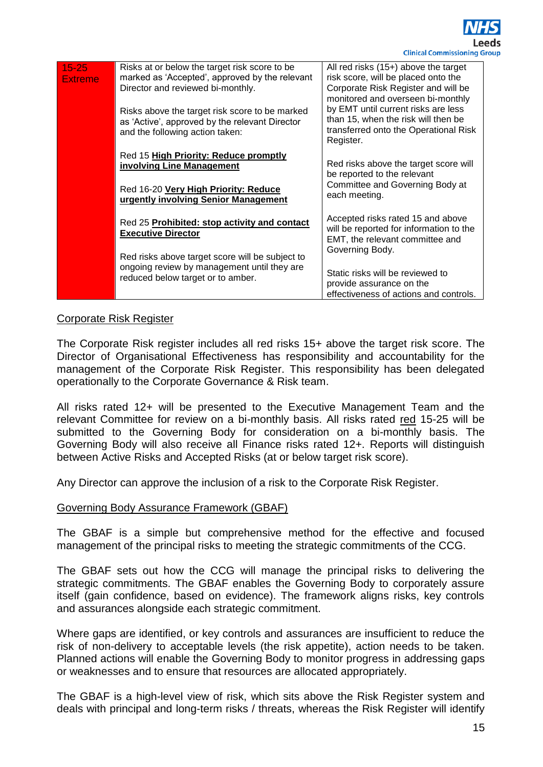| 15-25 Extreme | Risks at or below the target risk score to be marked as 'Accepted', approved by the relevant Director and reviewed bi-monthly.<br><br>Risks above the target risk score to be marked as 'Active', approved by the relevant Director and the following action taken:<br><br>Red 15 **High Priority: Reduce promptly involving Line Management**<br><br>Red 16-20 **Very High Priority: Reduce urgently involving Senior Management**<br><br>Red 25 **Prohibited: stop activity and contact Executive Director**<br><br>Red risks above target score will be subject to ongoing review by management until they are reduced below target or to amber. | All red risks (15+) above the target risk score, will be placed onto the Corporate Risk Register and will be monitored and overseen bi-monthly by EMT until current risks are less than 15, when the risk will then be transferred onto the Operational Risk Register.<br><br>Red risks above the target score will be reported to the relevant Committee and Governing Body at each meeting.<br><br>Accepted risks rated 15 and above will be reported for information to the EMT, the relevant committee and Governing Body.<br><br>Static risks will be reviewed to provide assurance on the effectiveness of actions and controls. |
|---|---|---|

## Corporate Risk Register

The Corporate Risk register includes all red risks 15+ above the target risk score. The Director of Organisational Effectiveness has responsibility and accountability for the management of the Corporate Risk Register. This responsibility has been delegated operationally to the Corporate Governance & Risk team.

All risks rated 12+ will be presented to the Executive Management Team and the relevant Committee for review on a bi-monthly basis. All risks rated red 15-25 will be submitted to the Governing Body for consideration on a bi-monthly basis. The Governing Body will also receive all Finance risks rated 12+. Reports will distinguish between Active Risks and Accepted Risks (at or below target risk score).

Any Director can approve the inclusion of a risk to the Corporate Risk Register.

## Governing Body Assurance Framework (GBAF)

The GBAF is a simple but comprehensive method for the effective and focused management of the principal risks to meeting the strategic commitments of the CCG.

The GBAF sets out how the CCG will manage the principal risks to delivering the strategic commitments. The GBAF enables the Governing Body to corporately assure itself (gain confidence, based on evidence). The framework aligns risks, key controls and assurances alongside each strategic commitment.

Where gaps are identified, or key controls and assurances are insufficient to reduce the risk of non-delivery to acceptable levels (the risk appetite), action needs to be taken. Planned actions will enable the Governing Body to monitor progress in addressing gaps or weaknesses and to ensure that resources are allocated appropriately.

The GBAF is a high-level view of risk, which sits above the Risk Register system and deals with principal and long-term risks / threats, whereas the Risk Register will identify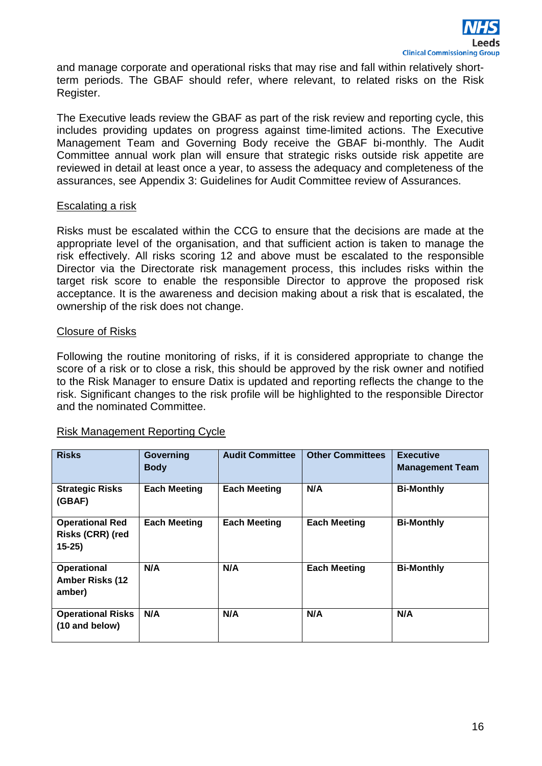and manage corporate and operational risks that may rise and fall within relatively short-term periods. The GBAF should refer, where relevant, to related risks on the Risk Register.

The Executive leads review the GBAF as part of the risk review and reporting cycle, this includes providing updates on progress against time-limited actions. The Executive Management Team and Governing Body receive the GBAF bi-monthly. The Audit Committee annual work plan will ensure that strategic risks outside risk appetite are reviewed in detail at least once a year, to assess the adequacy and completeness of the assurances, see Appendix 3: Guidelines for Audit Committee review of Assurances.

<u>Escalating a risk</u>

Risks must be escalated within the CCG to ensure that the decisions are made at the appropriate level of the organisation, and that sufficient action is taken to manage the risk effectively. All risks scoring 12 and above must be escalated to the responsible Director via the Directorate risk management process, this includes risks within the target risk score to enable the responsible Director to approve the proposed risk acceptance. It is the awareness and decision making about a risk that is escalated, the ownership of the risk does not change.

<u>Closure of Risks</u>

Following the routine monitoring of risks, if it is considered appropriate to change the score of a risk or to close a risk, this should be approved by the risk owner and notified to the Risk Manager to ensure Datix is updated and reporting reflects the change to the risk. Significant changes to the risk profile will be highlighted to the responsible Director and the nominated Committee.

<u>Risk Management Reporting Cycle</u>

| Risks | Governing Body | Audit Committee | Other Committees | Executive Management Team |
|---|---|---|---|---|
| **Strategic Risks (GBAF)** | **Each Meeting** | **Each Meeting** | **N/A** | **Bi-Monthly** |
| **Operational Red Risks (CRR) (red 15-25)** | **Each Meeting** | **Each Meeting** | **Each Meeting** | **Bi-Monthly** |
| **Operational Amber Risks (12 amber)** | **N/A** | **N/A** | **Each Meeting** | **Bi-Monthly** |
| **Operational Risks (10 and below)** | **N/A** | **N/A** | **N/A** | **N/A** |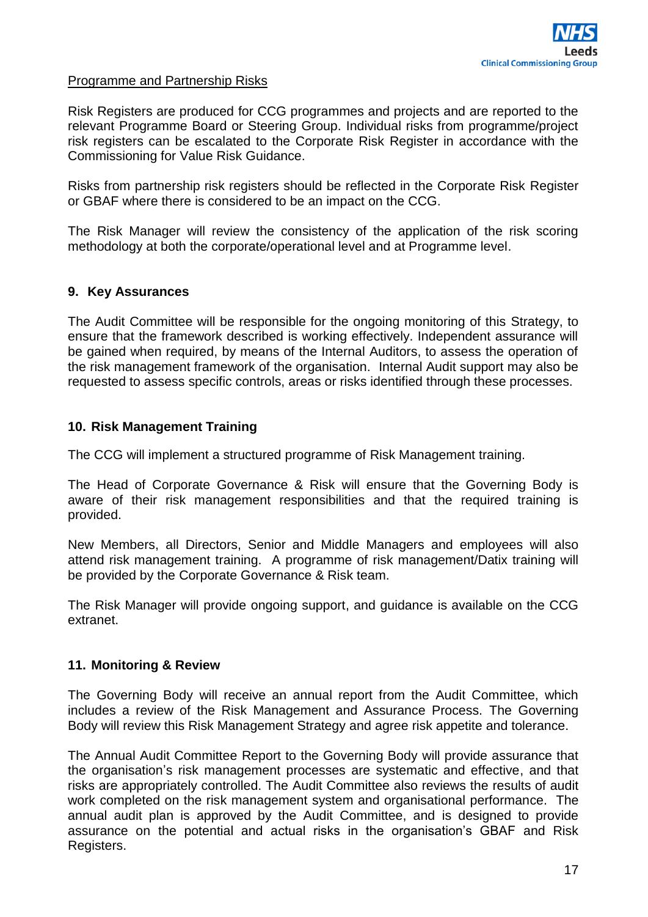Programme and Partnership Risks

Risk Registers are produced for CCG programmes and projects and are reported to the relevant Programme Board or Steering Group. Individual risks from programme/project risk registers can be escalated to the Corporate Risk Register in accordance with the Commissioning for Value Risk Guidance.

Risks from partnership risk registers should be reflected in the Corporate Risk Register or GBAF where there is considered to be an impact on the CCG.

The Risk Manager will review the consistency of the application of the risk scoring methodology at both the corporate/operational level and at Programme level.

## 9. Key Assurances

The Audit Committee will be responsible for the ongoing monitoring of this Strategy, to ensure that the framework described is working effectively. Independent assurance will be gained when required, by means of the Internal Auditors, to assess the operation of the risk management framework of the organisation. Internal Audit support may also be requested to assess specific controls, areas or risks identified through these processes.

## 10. Risk Management Training

The CCG will implement a structured programme of Risk Management training.

The Head of Corporate Governance & Risk will ensure that the Governing Body is aware of their risk management responsibilities and that the required training is provided.

New Members, all Directors, Senior and Middle Managers and employees will also attend risk management training. A programme of risk management/Datix training will be provided by the Corporate Governance & Risk team.

The Risk Manager will provide ongoing support, and guidance is available on the CCG extranet.

## 11. Monitoring & Review

The Governing Body will receive an annual report from the Audit Committee, which includes a review of the Risk Management and Assurance Process. The Governing Body will review this Risk Management Strategy and agree risk appetite and tolerance.

The Annual Audit Committee Report to the Governing Body will provide assurance that the organisation's risk management processes are systematic and effective, and that risks are appropriately controlled. The Audit Committee also reviews the results of audit work completed on the risk management system and organisational performance. The annual audit plan is approved by the Audit Committee, and is designed to provide assurance on the potential and actual risks in the organisation's GBAF and Risk Registers.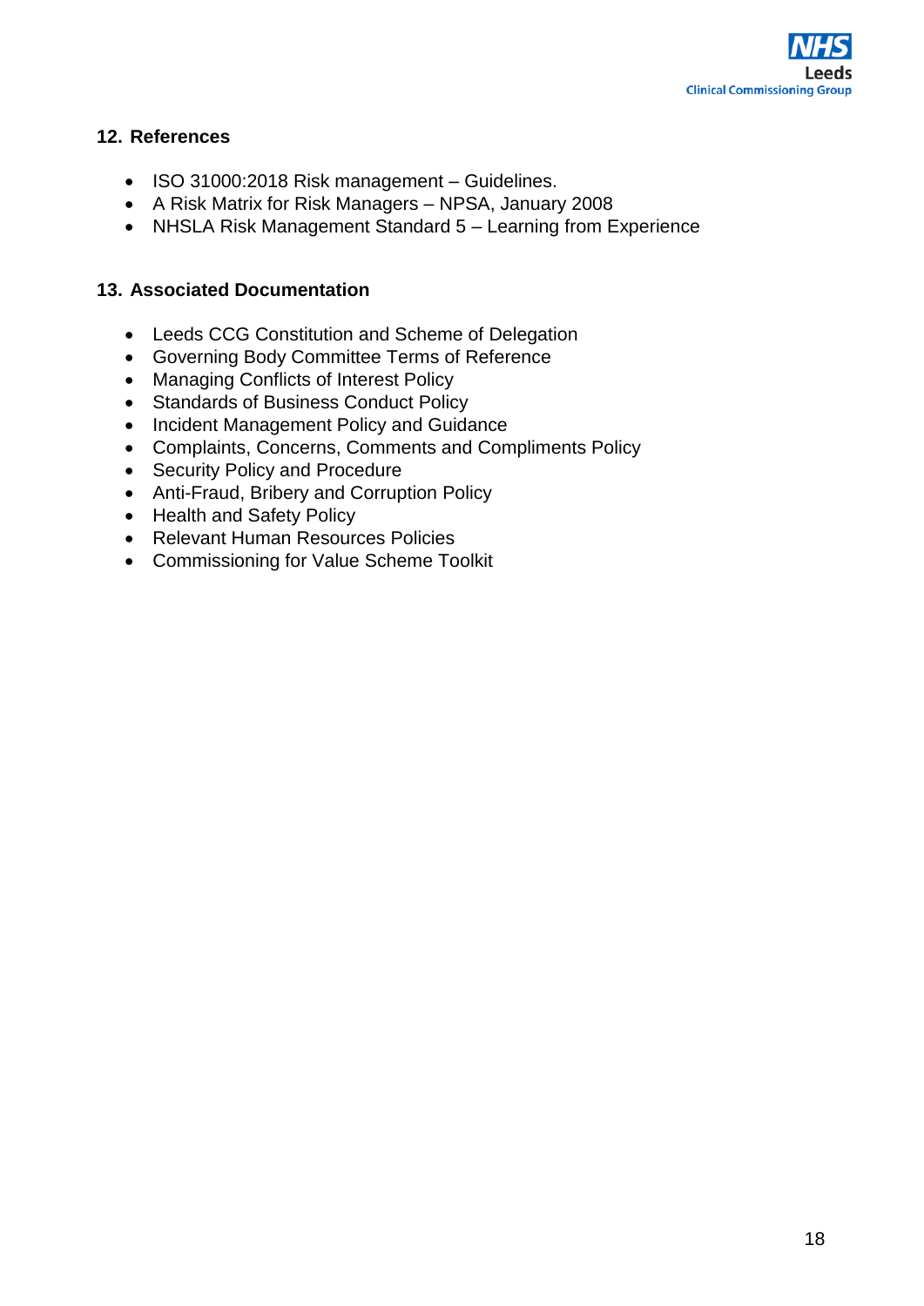## 12. References

- ISO 31000:2018 Risk management – Guidelines.
- A Risk Matrix for Risk Managers – NPSA, January 2008
- NHSLA Risk Management Standard 5 – Learning from Experience

## 13. Associated Documentation

- Leeds CCG Constitution and Scheme of Delegation
- Governing Body Committee Terms of Reference
- Managing Conflicts of Interest Policy
- Standards of Business Conduct Policy
- Incident Management Policy and Guidance
- Complaints, Concerns, Comments and Compliments Policy
- Security Policy and Procedure
- Anti-Fraud, Bribery and Corruption Policy
- Health and Safety Policy
- Relevant Human Resources Policies
- Commissioning for Value Scheme Toolkit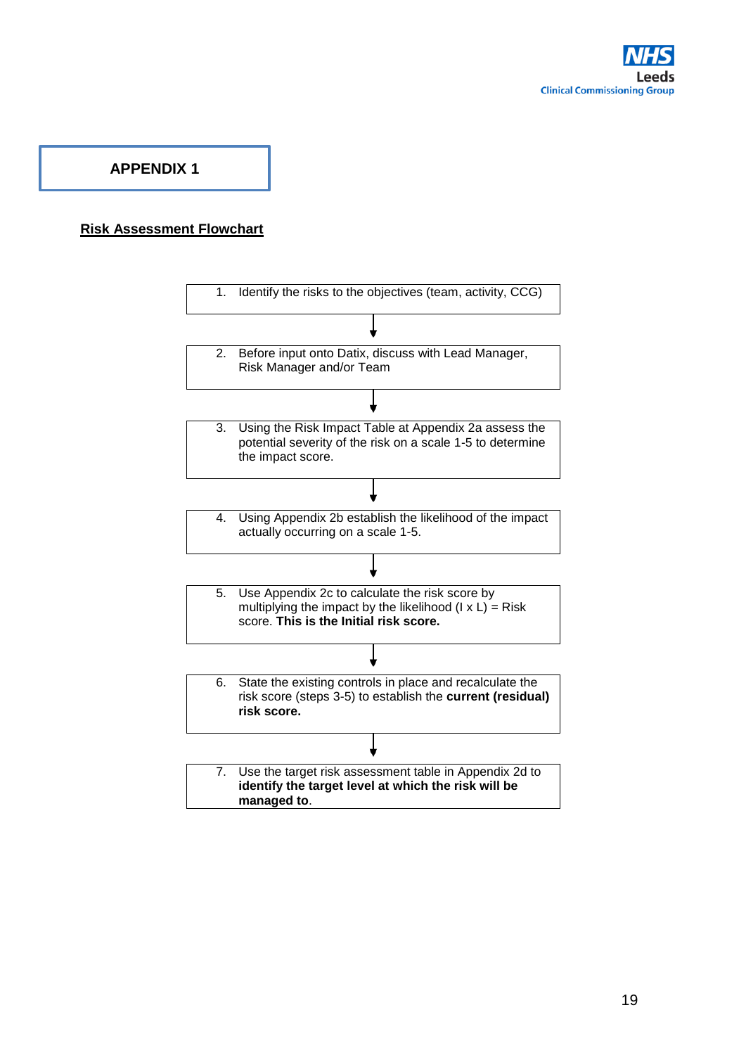# APPENDIX 1

## Risk Assessment Flowchart

1. Identify the risks to the objectives (team, activity, CCG)

↓

2. Before input onto Datix, discuss with Lead Manager, Risk Manager and/or Team

↓

3. Using the Risk Impact Table at Appendix 2a assess the potential severity of the risk on a scale 1-5 to determine the impact score.

↓

4. Using Appendix 2b establish the likelihood of the impact actually occurring on a scale 1-5.

↓

5. Use Appendix 2c to calculate the risk score by multiplying the impact by the likelihood (I x L) = Risk score. **This is the Initial risk score.**

↓

6. State the existing controls in place and recalculate the risk score (steps 3-5) to establish the **current (residual) risk score.**

↓

7. Use the target risk assessment table in Appendix 2d to **identify the target level at which the risk will be managed to**.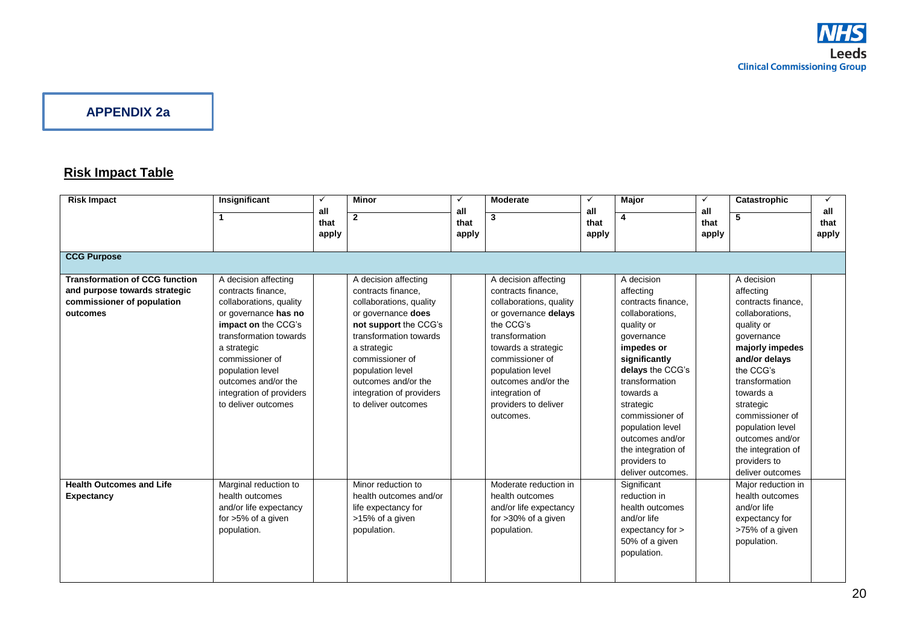**APPENDIX 2a**

## Risk Impact Table

| Risk Impact | Insignificant<br>1 | ✓ all that apply | Minor<br>2 | ✓ all that apply | Moderate<br>3 | ✓ all that apply | Major<br>4 | ✓ all that apply | Catastrophic<br>5 | ✓ all that apply |
|---|---|---|---|---|---|---|---|---|---|---|
| **CCG Purpose** | | | | | | | | | | |
| **Transformation of CCG function and purpose towards strategic commissioner of population outcomes** | A decision affecting contracts finance, collaborations, quality or governance **has no impact on** the CCG's transformation towards a strategic commissioner of population level outcomes and/or the integration of providers to deliver outcomes | | A decision affecting contracts finance, collaborations, quality or governance **does not support** the CCG's transformation towards a strategic commissioner of population level outcomes and/or the integration of providers to deliver outcomes | | A decision affecting contracts finance, collaborations, quality or governance **delays** the CCG's transformation towards a strategic commissioner of population level outcomes and/or the integration of providers to deliver outcomes. | | A decision affecting contracts finance, collaborations, quality or governance **impedes or significantly delays** the CCG's transformation towards a strategic commissioner of population level outcomes and/or the integration of providers to deliver outcomes. | | A decision affecting contracts finance, collaborations, quality or governance **majorly impedes and/or delays** the CCG's transformation towards a strategic commissioner of population level outcomes and/or the integration of providers to deliver outcomes | |
| **Health Outcomes and Life Expectancy** | Marginal reduction to health outcomes and/or life expectancy for >5% of a given population. | | Minor reduction to health outcomes and/or life expectancy for >15% of a given population. | | Moderate reduction in health outcomes and/or life expectancy for >30% of a given population. | | Significant reduction in health outcomes and/or life expectancy for > 50% of a given population. | | Major reduction in health outcomes and/or life expectancy for >75% of a given population. | |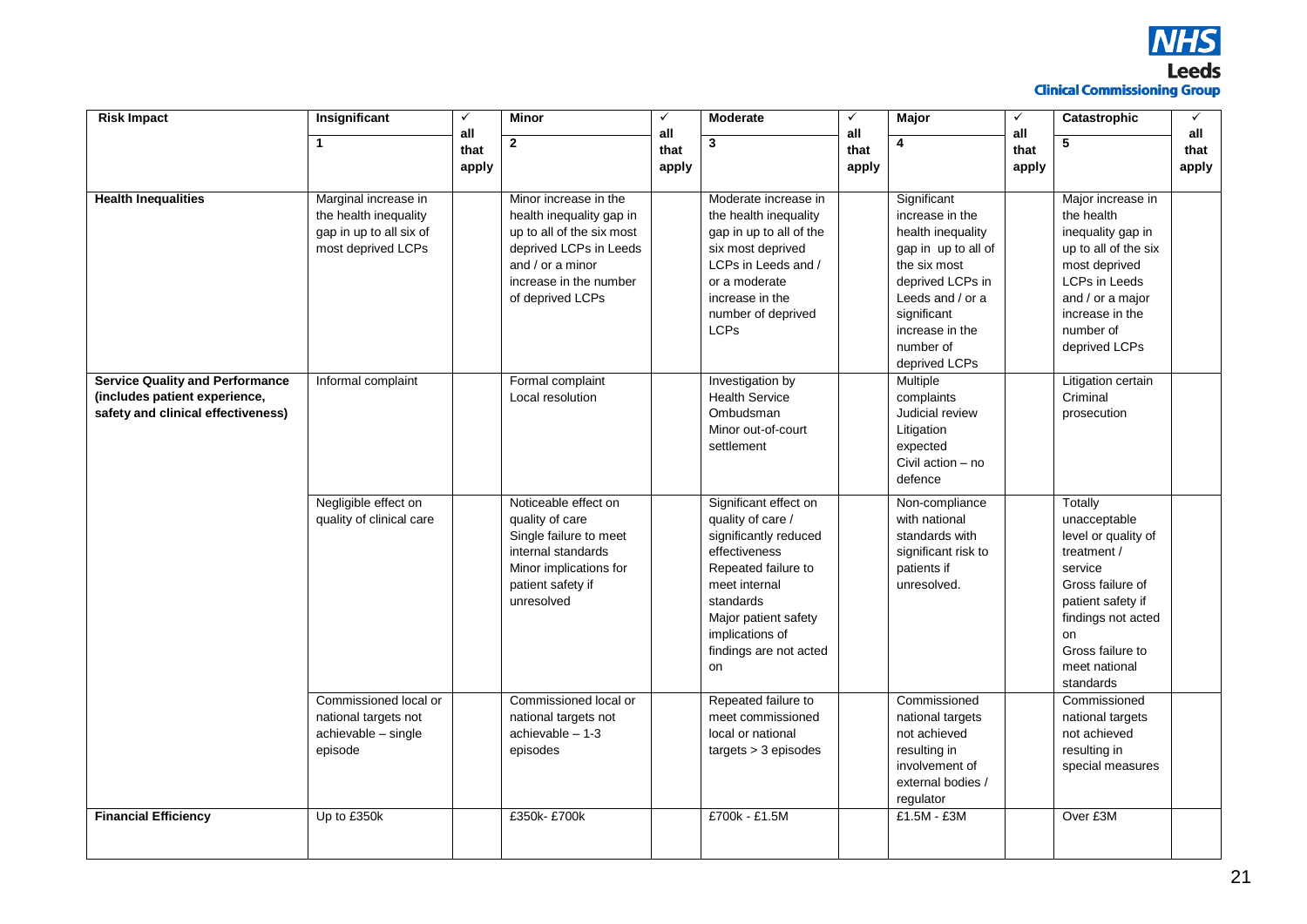| Risk Impact | Insignificant | ✓ all that apply | Minor | ✓ all that apply | Moderate | ✓ all that apply | Major | ✓ all that apply | Catastrophic | ✓ all that apply |
|---|---|---|---|---|---|---|---|---|---|---|
| | 1 | | 2 | | 3 | | 4 | | 5 | |
| **Health Inequalities** | Marginal increase in the health inequality gap in up to all six of most deprived LCPs | | Minor increase in the health inequality gap in up to all of the six most deprived LCPs in Leeds and / or a minor increase in the number of deprived LCPs | | Moderate increase in the health inequality gap in up to all of the six most deprived LCPs in Leeds and / or a moderate increase in the number of deprived LCPs | | Significant increase in the health inequality gap in up to all of the six most deprived LCPs in Leeds and / or a significant increase in the number of deprived LCPs | | Major increase in the health inequality gap in up to all of the six most deprived LCPs in Leeds and / or a major increase in the number of deprived LCPs | |
| **Service Quality and Performance (includes patient experience, safety and clinical effectiveness)** | Informal complaint | | Formal complaint<br>Local resolution | | Investigation by Health Service Ombudsman<br>Minor out-of-court settlement | | Multiple complaints<br>Judicial review<br>Litigation expected<br>Civil action – no defence | | Litigation certain<br>Criminal prosecution | |
| | Negligible effect on quality of clinical care | | Noticeable effect on quality of care<br>Single failure to meet internal standards<br>Minor implications for patient safety if unresolved | | Significant effect on quality of care / significantly reduced effectiveness<br>Repeated failure to meet internal standards<br>Major patient safety implications of findings are not acted on | | Non-compliance with national standards with significant risk to patients if unresolved. | | Totally unacceptable level or quality of treatment / service<br>Gross failure of patient safety if findings not acted on<br>Gross failure to meet national standards | |
| | Commissioned local or national targets not achievable – single episode | | Commissioned local or national targets not achievable – 1-3 episodes | | Repeated failure to meet commissioned local or national targets > 3 episodes | | Commissioned national targets not achieved resulting in involvement of external bodies / regulator | | Commissioned national targets not achieved resulting in special measures | |
| **Financial Efficiency** | Up to £350k | | £350k- £700k | | £700k - £1.5M | | £1.5M - £3M | | Over £3M | |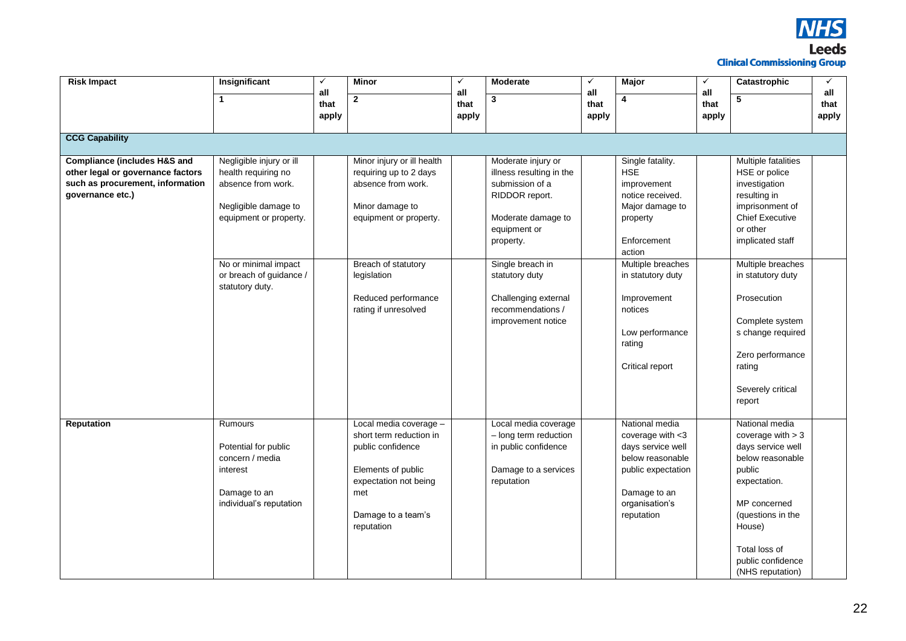| Risk Impact | Insignificant | ✓ all that apply | Minor | ✓ all that apply | Moderate | ✓ all that apply | Major | ✓ all that apply | Catastrophic | ✓ all that apply |
|---|---|---|---|---|---|---|---|---|---|---|
| | 1 | | 2 | | 3 | | 4 | | 5 | |
| **CCG Capability** | | | | | | | | | | |
| **Compliance (includes H&S and other legal or governance factors such as procurement, information governance etc.)** | Negligible injury or ill health requiring no absence from work.<br><br>Negligible damage to equipment or property. | | Minor injury or ill health requiring up to 2 days absence from work.<br><br>Minor damage to equipment or property. | | Moderate injury or illness resulting in the submission of a RIDDOR report.<br><br>Moderate damage to equipment or property. | | Single fatality.<br>HSE improvement notice received.<br>Major damage to property<br><br>Enforcement action | | Multiple fatalities<br>HSE or police investigation resulting in imprisonment of Chief Executive or other implicated staff | |
| | No or minimal impact or breach of guidance / statutory duty. | | Breach of statutory legislation<br><br>Reduced performance rating if unresolved | | Single breach in statutory duty<br><br>Challenging external recommendations / improvement notice | | Multiple breaches in statutory duty<br><br>Improvement notices<br><br>Low performance rating<br><br>Critical report | | Multiple breaches in statutory duty<br><br>Prosecution<br><br>Complete system s change required<br><br>Zero performance rating<br><br>Severely critical report | |
| **Reputation** | Rumours<br><br>Potential for public concern / media interest<br><br>Damage to an individual's reputation | | Local media coverage – short term reduction in public confidence<br><br>Elements of public expectation not being met<br><br>Damage to a team's reputation | | Local media coverage – long term reduction in public confidence<br><br>Damage to a services reputation | | National media coverage with <3 days service well below reasonable public expectation<br><br>Damage to an organisation's reputation | | National media coverage with > 3 days service well below reasonable public expectation.<br><br>MP concerned (questions in the House)<br><br>Total loss of public confidence (NHS reputation) | |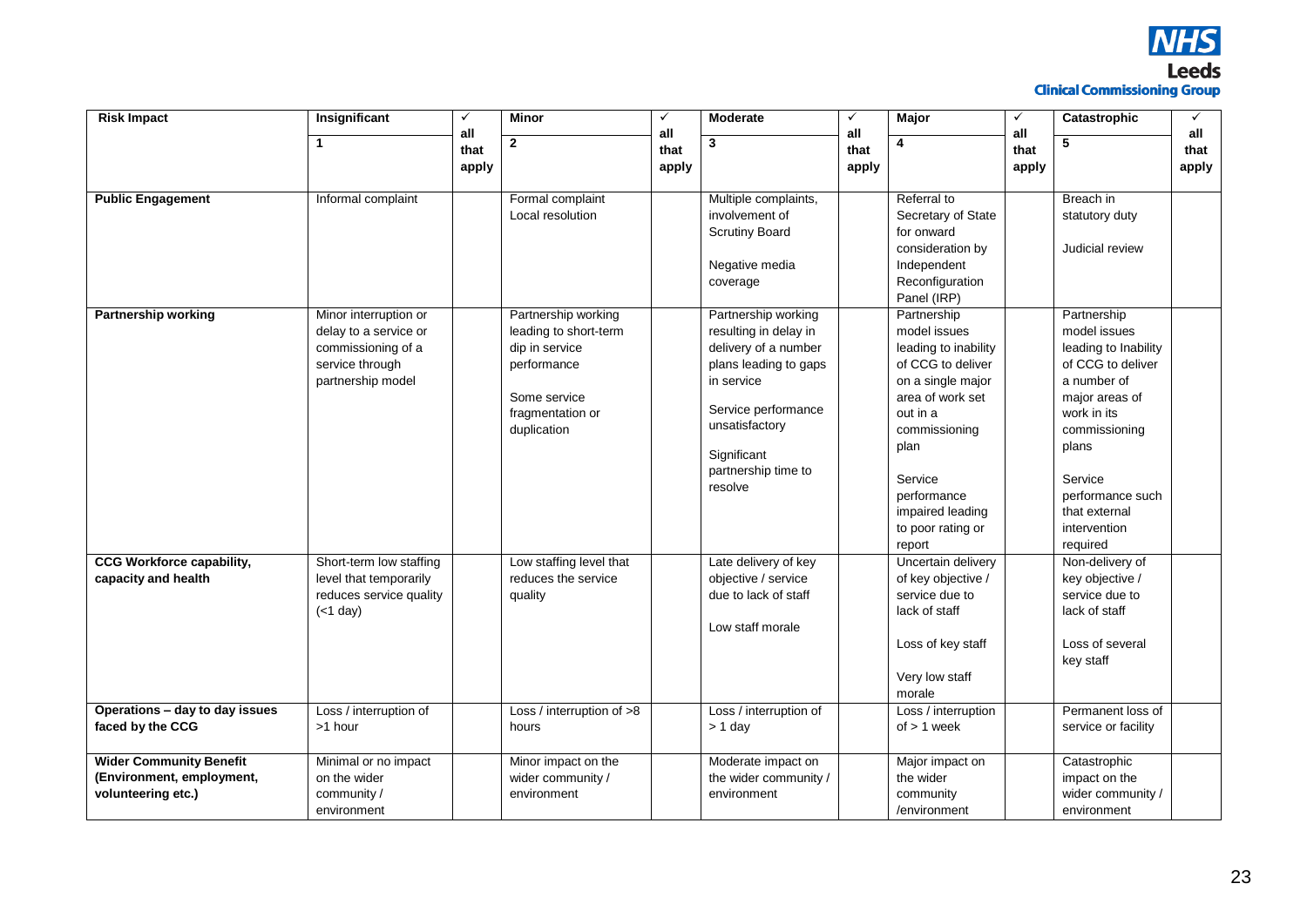| Risk Impact | Insignificant | ✓ all that apply | Minor | ✓ all that apply | Moderate | ✓ all that apply | Major | ✓ all that apply | Catastrophic | ✓ all that apply |
|---|---|---|---|---|---|---|---|---|---|---|
| | 1 | | 2 | | 3 | | 4 | | 5 | |
| **Public Engagement** | Informal complaint | | Formal complaint<br>Local resolution | | Multiple complaints, involvement of Scrutiny Board<br><br>Negative media coverage | | Referral to Secretary of State for onward consideration by Independent Reconfiguration Panel (IRP) | | Breach in statutory duty<br><br>Judicial review | |
| **Partnership working** | Minor interruption or delay to a service or commissioning of a service through partnership model | | Partnership working leading to short-term dip in service performance<br><br>Some service fragmentation or duplication | | Partnership working resulting in delay in delivery of a number plans leading to gaps in service<br><br>Service performance unsatisfactory<br><br>Significant partnership time to resolve | | Partnership model issues leading to inability of CCG to deliver on a single major area of work set out in a commissioning plan<br><br>Service performance impaired leading to poor rating or report | | Partnership model issues leading to Inability of CCG to deliver a number of major areas of work in its commissioning plans<br><br>Service performance such that external intervention required | |
| **CCG Workforce capability, capacity and health** | Short-term low staffing level that temporarily reduces service quality (<1 day) | | Low staffing level that reduces the service quality | | Late delivery of key objective / service due to lack of staff<br><br>Low staff morale | | Uncertain delivery of key objective / service due to lack of staff<br><br>Loss of key staff<br><br>Very low staff morale | | Non-delivery of key objective / service due to lack of staff<br><br>Loss of several key staff | |
| **Operations – day to day issues faced by the CCG** | Loss / interruption of >1 hour | | Loss / interruption of >8 hours | | Loss / interruption of > 1 day | | Loss / interruption of > 1 week | | Permanent loss of service or facility | |
| **Wider Community Benefit (Environment, employment, volunteering etc.)** | Minimal or no impact on the wider community / environment | | Minor impact on the wider community / environment | | Moderate impact on the wider community / environment | | Major impact on the wider community /environment | | Catastrophic impact on the wider community / environment | |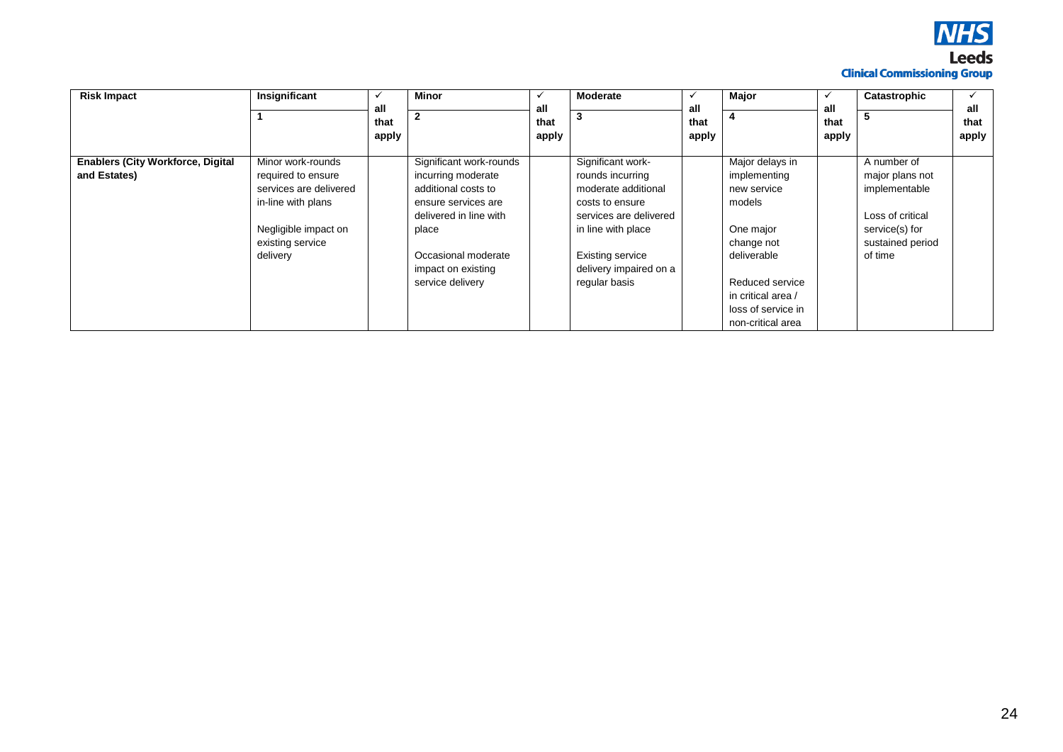| Risk Impact | Insignificant<br>1 | ✓ all that apply | Minor<br>2 | ✓ all that apply | Moderate<br>3 | ✓ all that apply | Major<br>4 | ✓ all that apply | Catastrophic<br>5 | ✓ all that apply |
|---|---|---|---|---|---|---|---|---|---|---|
| **Enablers (City Workforce, Digital and Estates)** | Minor work-rounds required to ensure services are delivered in-line with plans<br><br>Negligible impact on existing service delivery | | Significant work-rounds incurring moderate additional costs to ensure services are delivered in line with place<br><br>Occasional moderate impact on existing service delivery | | Significant work-rounds incurring moderate additional costs to ensure services are delivered in line with place<br><br>Existing service delivery impaired on a regular basis | | Major delays in implementing new service models<br><br>One major change not deliverable<br><br>Reduced service in critical area / loss of service in non-critical area | | A number of major plans not implementable<br><br>Loss of critical service(s) for sustained period of time | |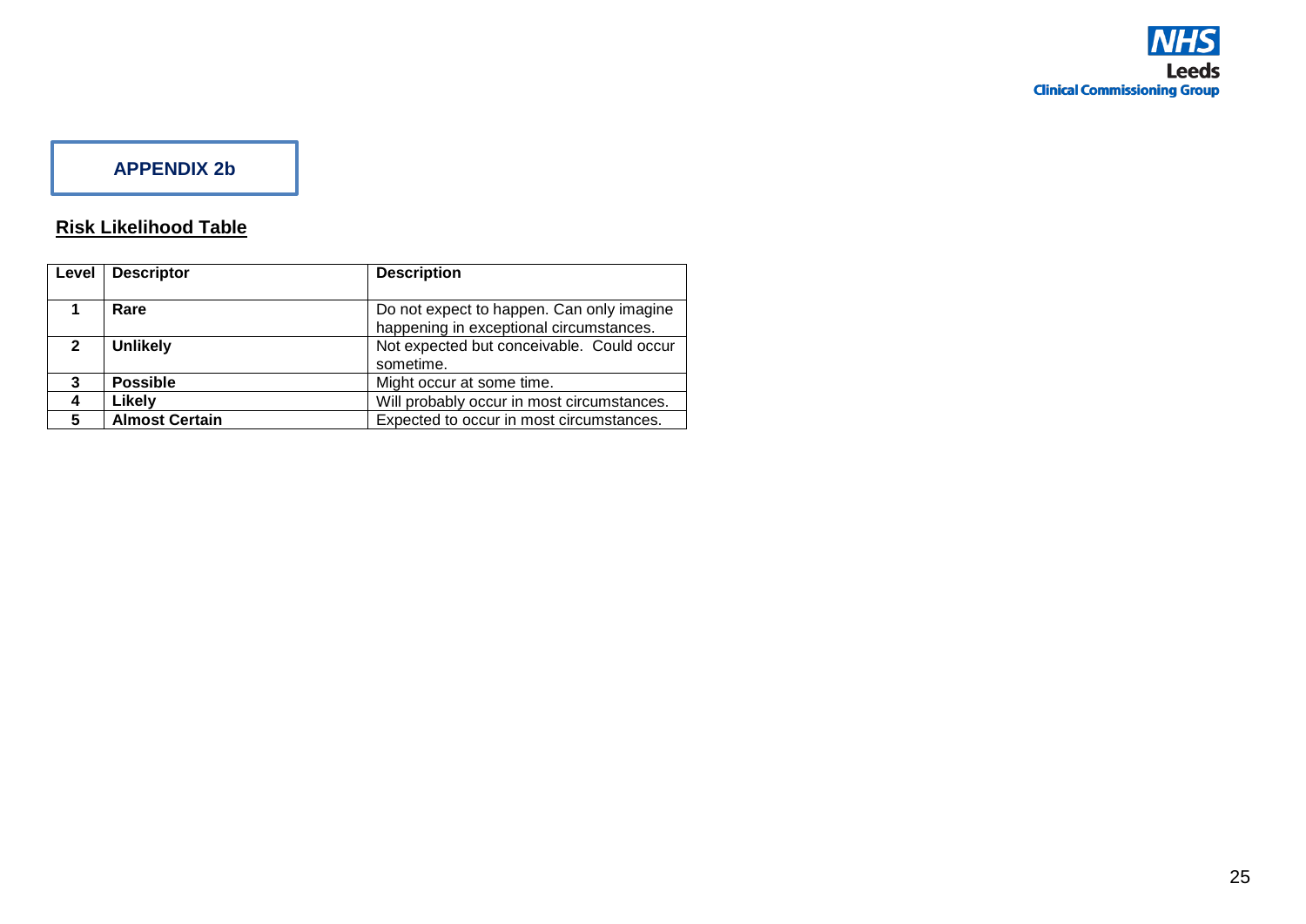**APPENDIX 2b**

## Risk Likelihood Table

| Level | Descriptor | Description |
|---|---|---|
| 1 | **Rare** | Do not expect to happen. Can only imagine happening in exceptional circumstances. |
| 2 | **Unlikely** | Not expected but conceivable. Could occur sometime. |
| 3 | **Possible** | Might occur at some time. |
| 4 | **Likely** | Will probably occur in most circumstances. |
| 5 | **Almost Certain** | Expected to occur in most circumstances. |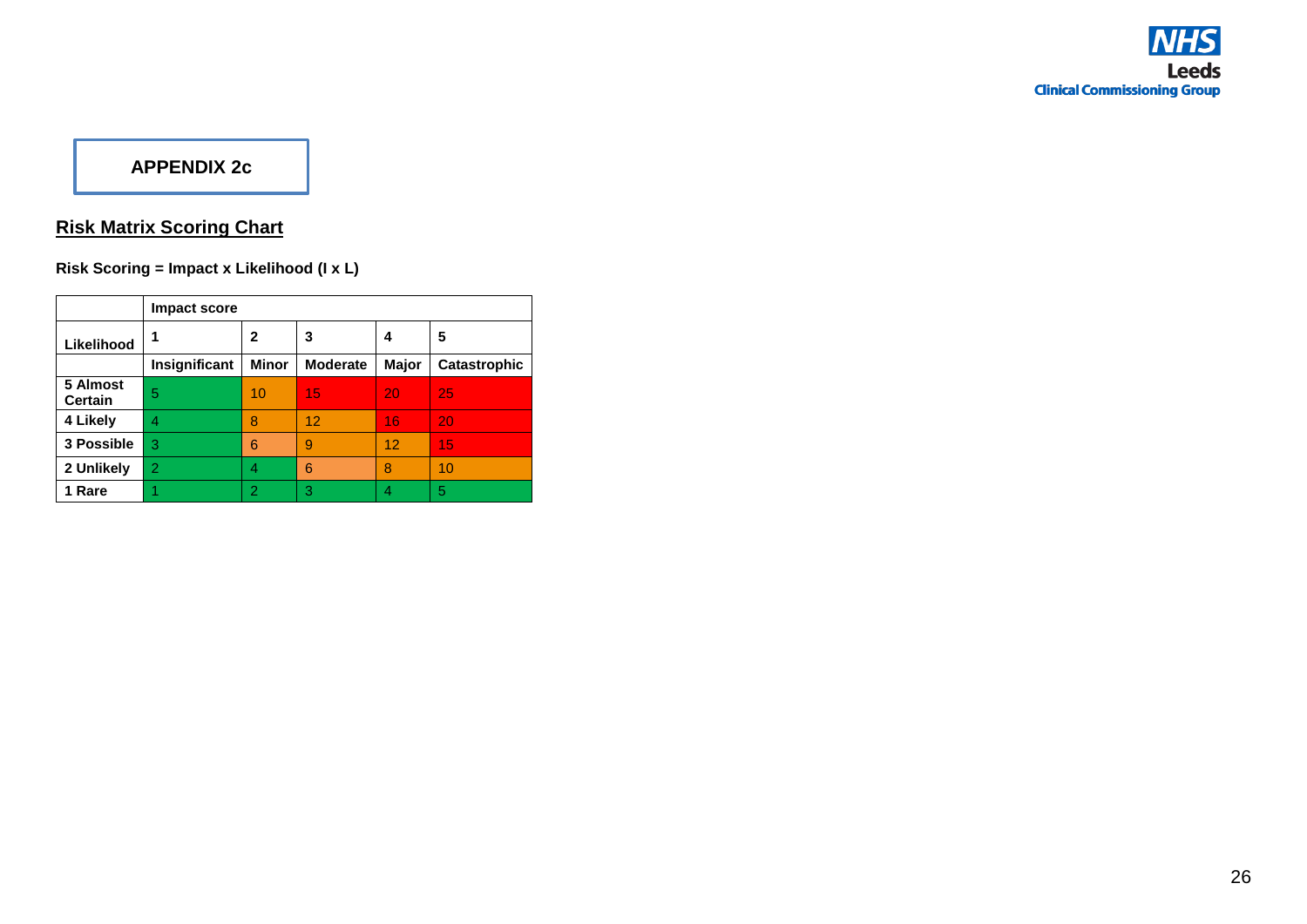**APPENDIX 2c**

## Risk Matrix Scoring Chart

**Risk Scoring = Impact x Likelihood (I x L)**

| | **Impact score** | | | | |
|---|---|---|---|---|---|
| **Likelihood** | **1** | **2** | **3** | **4** | **5** |
| | **Insignificant** | **Minor** | **Moderate** | **Major** | **Catastrophic** |
| **5 Almost Certain** | 5 | 10 | 15 | 20 | 25 |
| **4 Likely** | 4 | 8 | 12 | 16 | 20 |
| **3 Possible** | 3 | 6 | 9 | 12 | 15 |
| **2 Unlikely** | 2 | 4 | 6 | 8 | 10 |
| **1 Rare** | 1 | 2 | 3 | 4 | 5 |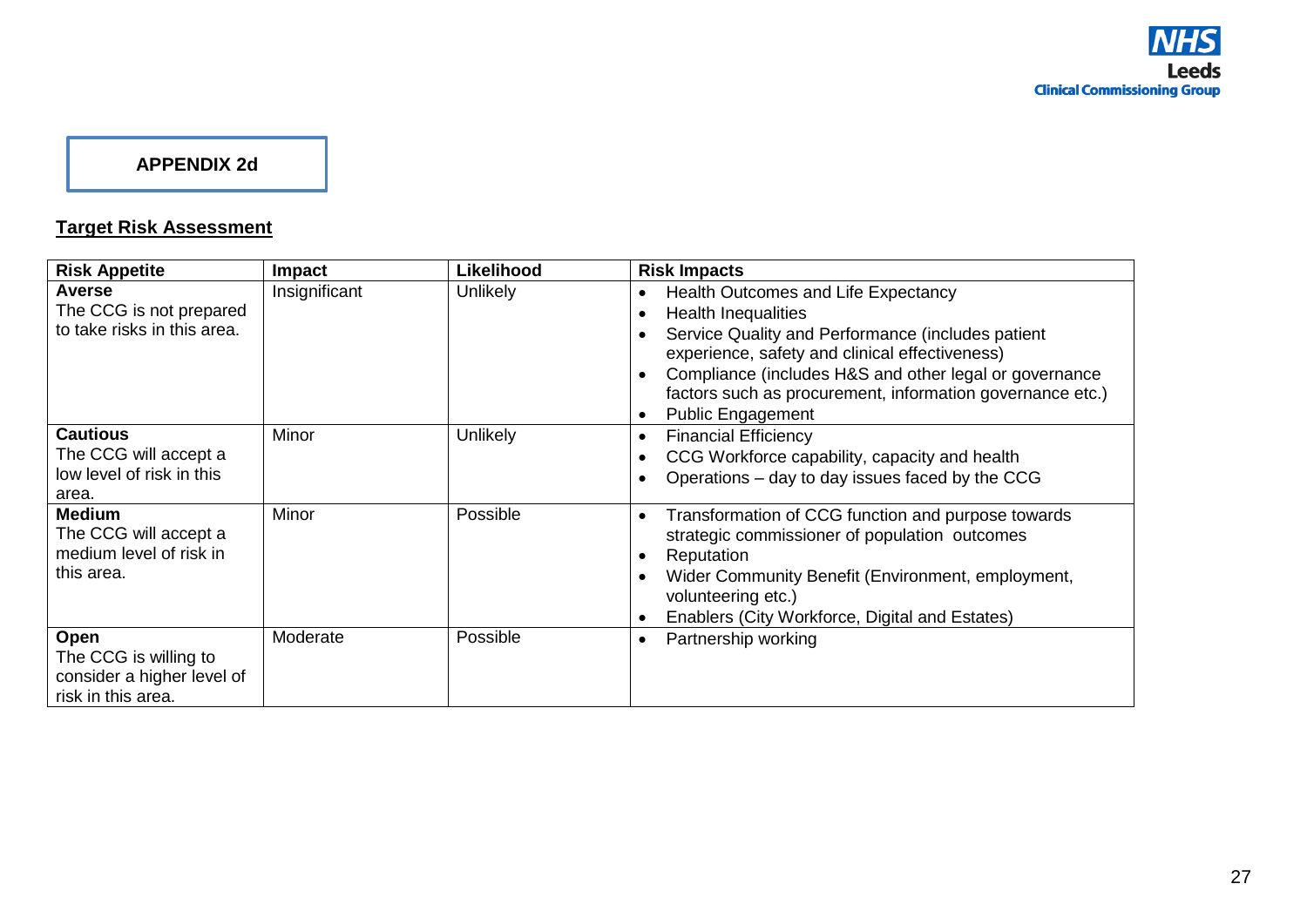**APPENDIX 2d**

## Target Risk Assessment

| Risk Appetite | Impact | Likelihood | Risk Impacts |
|---|---|---|---|
| **Averse**<br>The CCG is not prepared to take risks in this area. | Insignificant | Unlikely | • Health Outcomes and Life Expectancy<br>• Health Inequalities<br>• Service Quality and Performance (includes patient experience, safety and clinical effectiveness)<br>• Compliance (includes H&S and other legal or governance factors such as procurement, information governance etc.)<br>• Public Engagement |
| **Cautious**<br>The CCG will accept a low level of risk in this area. | Minor | Unlikely | • Financial Efficiency<br>• CCG Workforce capability, capacity and health<br>• Operations – day to day issues faced by the CCG |
| **Medium**<br>The CCG will accept a medium level of risk in this area. | Minor | Possible | • Transformation of CCG function and purpose towards strategic commissioner of population outcomes<br>• Reputation<br>• Wider Community Benefit (Environment, employment, volunteering etc.)<br>• Enablers (City Workforce, Digital and Estates) |
| **Open**<br>The CCG is willing to consider a higher level of risk in this area. | Moderate | Possible | • Partnership working |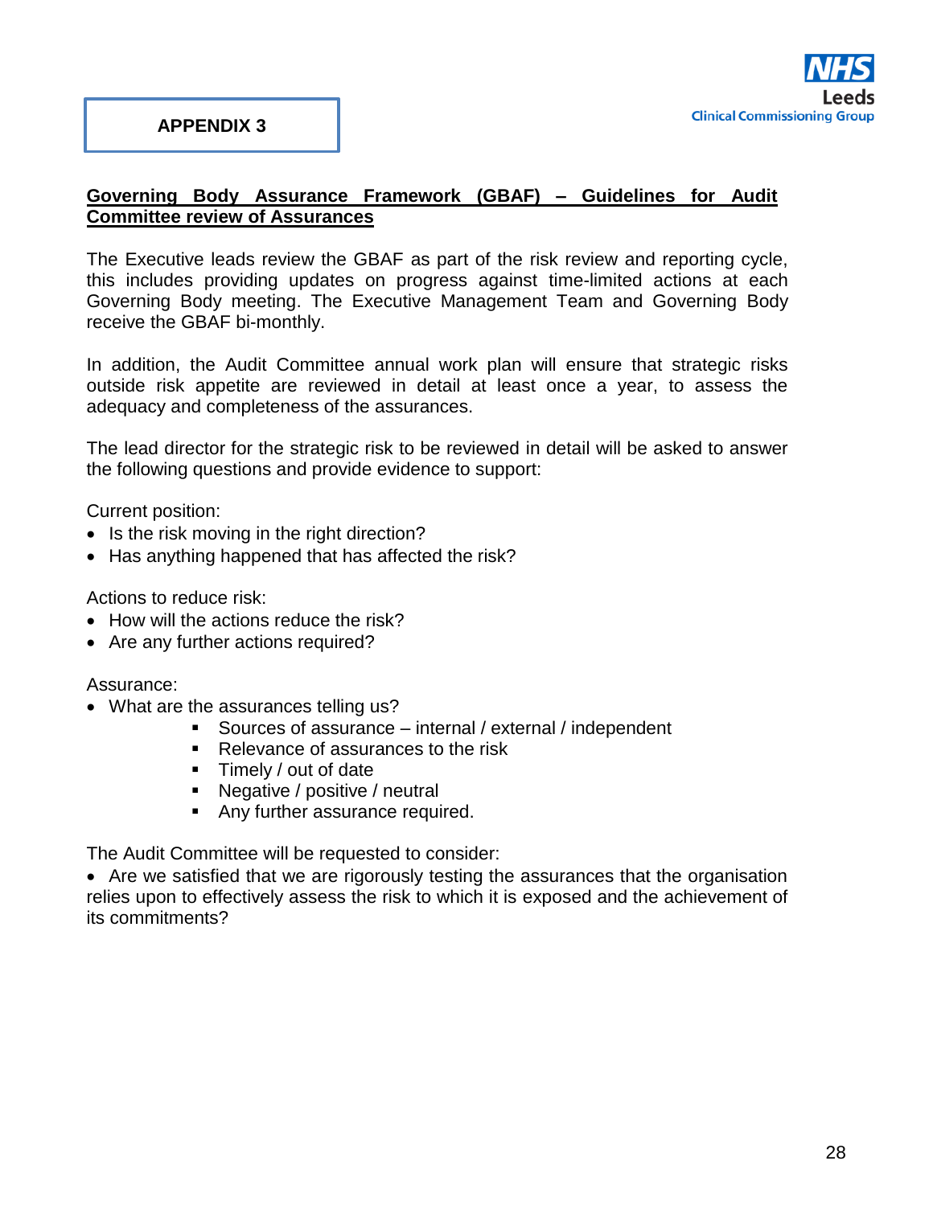**APPENDIX 3**

## Governing Body Assurance Framework (GBAF) – Guidelines for Audit Committee review of Assurances

The Executive leads review the GBAF as part of the risk review and reporting cycle, this includes providing updates on progress against time-limited actions at each Governing Body meeting. The Executive Management Team and Governing Body receive the GBAF bi-monthly.

In addition, the Audit Committee annual work plan will ensure that strategic risks outside risk appetite are reviewed in detail at least once a year, to assess the adequacy and completeness of the assurances.

The lead director for the strategic risk to be reviewed in detail will be asked to answer the following questions and provide evidence to support:

Current position:

- Is the risk moving in the right direction?
- Has anything happened that has affected the risk?

Actions to reduce risk:

- How will the actions reduce the risk?
- Are any further actions required?

Assurance:

- What are the assurances telling us?
  - Sources of assurance – internal / external / independent
  - Relevance of assurances to the risk
  - Timely / out of date
  - Negative / positive / neutral
  - Any further assurance required.

The Audit Committee will be requested to consider:

- Are we satisfied that we are rigorously testing the assurances that the organisation relies upon to effectively assess the risk to which it is exposed and the achievement of its commitments?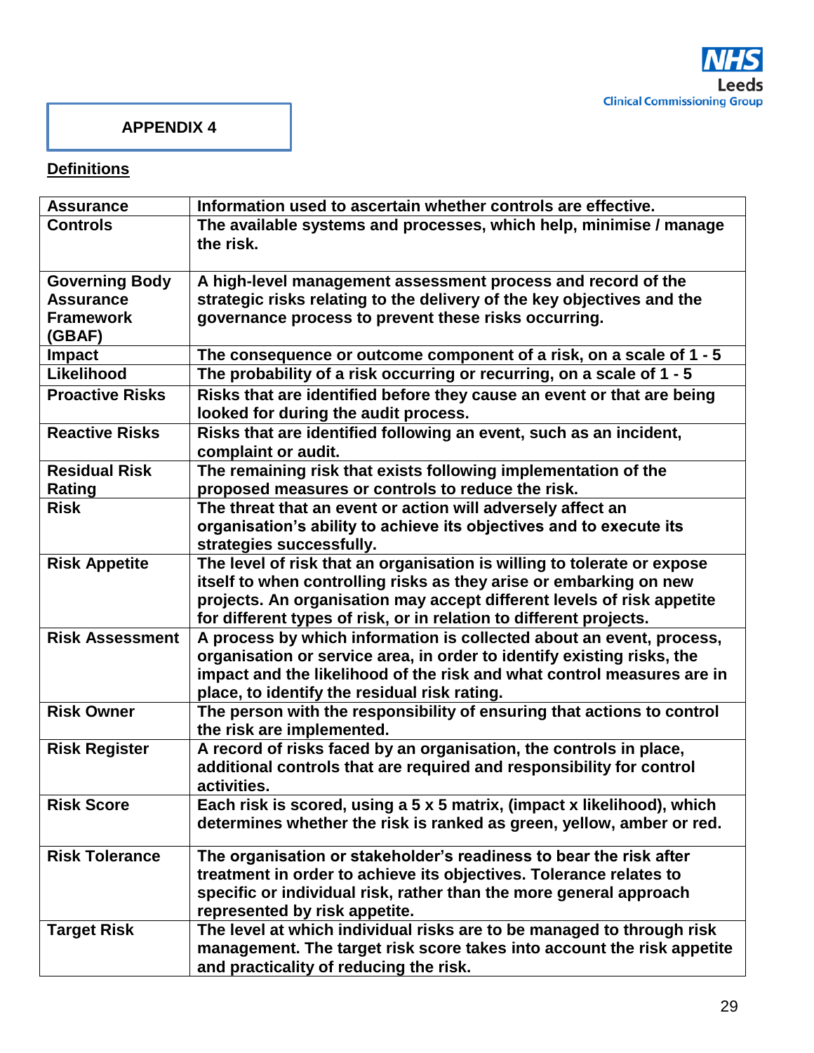**APPENDIX 4**

## Definitions

| | |
|---|---|
| **Assurance** | **Information used to ascertain whether controls are effective.** |
| **Controls** | **The available systems and processes, which help, minimise / manage the risk.** |
| **Governing Body Assurance Framework (GBAF)** | **A high-level management assessment process and record of the strategic risks relating to the delivery of the key objectives and the governance process to prevent these risks occurring.** |
| **Impact** | **The consequence or outcome component of a risk, on a scale of 1 - 5** |
| **Likelihood** | **The probability of a risk occurring or recurring, on a scale of 1 - 5** |
| **Proactive Risks** | **Risks that are identified before they cause an event or that are being looked for during the audit process.** |
| **Reactive Risks** | **Risks that are identified following an event, such as an incident, complaint or audit.** |
| **Residual Risk Rating** | **The remaining risk that exists following implementation of the proposed measures or controls to reduce the risk.** |
| **Risk** | **The threat that an event or action will adversely affect an organisation's ability to achieve its objectives and to execute its strategies successfully.** |
| **Risk Appetite** | **The level of risk that an organisation is willing to tolerate or expose itself to when controlling risks as they arise or embarking on new projects. An organisation may accept different levels of risk appetite for different types of risk, or in relation to different projects.** |
| **Risk Assessment** | **A process by which information is collected about an event, process, organisation or service area, in order to identify existing risks, the impact and the likelihood of the risk and what control measures are in place, to identify the residual risk rating.** |
| **Risk Owner** | **The person with the responsibility of ensuring that actions to control the risk are implemented.** |
| **Risk Register** | **A record of risks faced by an organisation, the controls in place, additional controls that are required and responsibility for control activities.** |
| **Risk Score** | **Each risk is scored, using a 5 x 5 matrix, (impact x likelihood), which determines whether the risk is ranked as green, yellow, amber or red.** |
| **Risk Tolerance** | **The organisation or stakeholder's readiness to bear the risk after treatment in order to achieve its objectives. Tolerance relates to specific or individual risk, rather than the more general approach represented by risk appetite.** |
| **Target Risk** | **The level at which individual risks are to be managed to through risk management. The target risk score takes into account the risk appetite and practicality of reducing the risk.** |